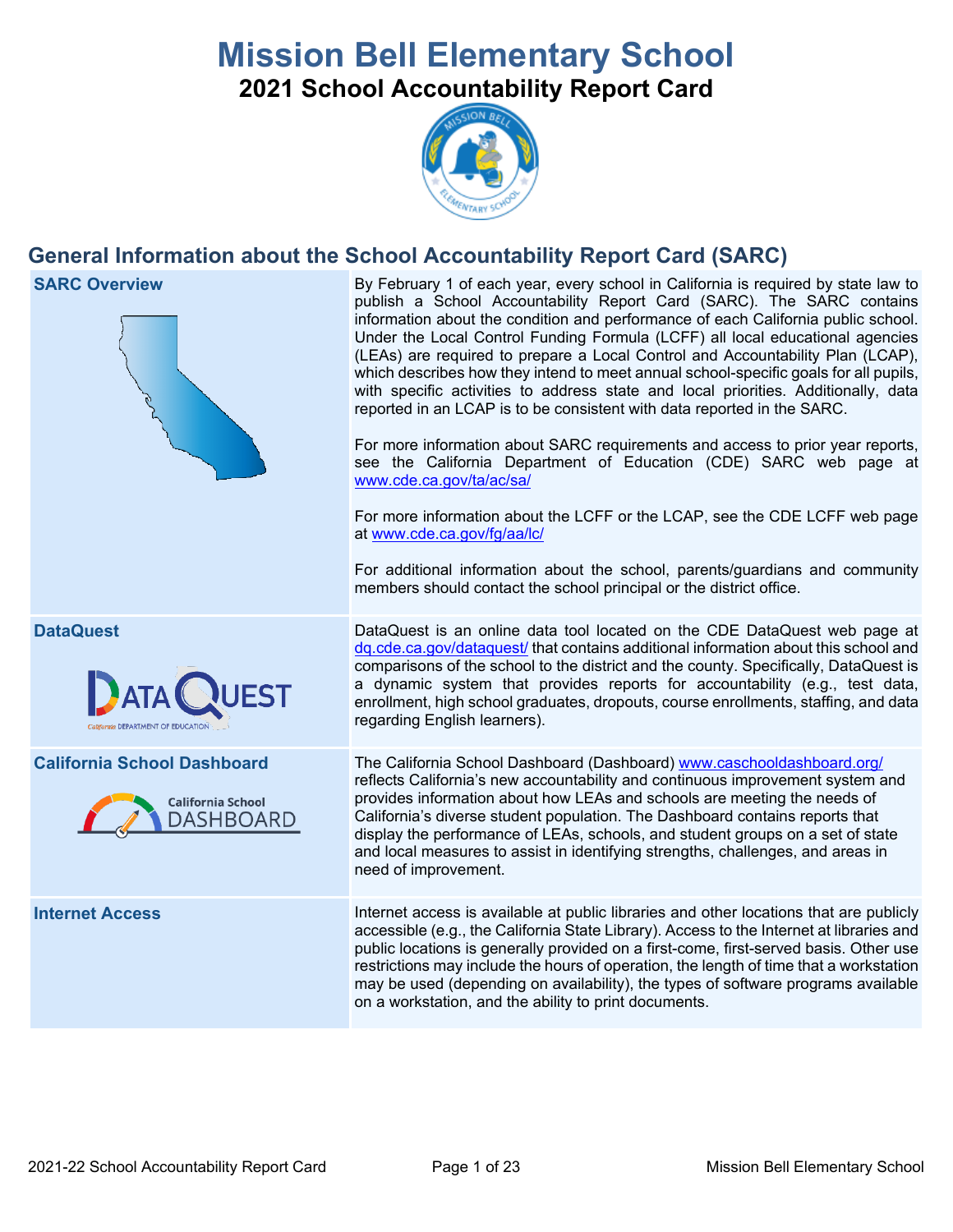# Mission Bell Elementary School

## 2021 School Accountability Report Card

## General Information about the School Accountability Report Card (SARC)

| | |
|---|---|
| **SARC Overview** | By February 1 of each year, every school in California is required by state law to publish a School Accountability Report Card (SARC). The SARC contains information about the condition and performance of each California public school. Under the Local Control Funding Formula (LCFF) all local educational agencies (LEAs) are required to prepare a Local Control and Accountability Plan (LCAP), which describes how they intend to meet annual school-specific goals for all pupils, with specific activities to address state and local priorities. Additionally, data reported in an LCAP is to be consistent with data reported in the SARC.<br><br>For more information about SARC requirements and access to prior year reports, see the California Department of Education (CDE) SARC web page at www.cde.ca.gov/ta/ac/sa/<br><br>For more information about the LCFF or the LCAP, see the CDE LCFF web page at www.cde.ca.gov/fg/aa/lc/<br><br>For additional information about the school, parents/guardians and community members should contact the school principal or the district office. |
| **DataQuest** | DataQuest is an online data tool located on the CDE DataQuest web page at dq.cde.ca.gov/dataquest/ that contains additional information about this school and comparisons of the school to the district and the county. Specifically, DataQuest is a dynamic system that provides reports for accountability (e.g., test data, enrollment, high school graduates, dropouts, course enrollments, staffing, and data regarding English learners). |
| **California School Dashboard** | The California School Dashboard (Dashboard) www.caschooldashboard.org/ reflects California's new accountability and continuous improvement system and provides information about how LEAs and schools are meeting the needs of California's diverse student population. The Dashboard contains reports that display the performance of LEAs, schools, and student groups on a set of state and local measures to assist in identifying strengths, challenges, and areas in need of improvement. |
| **Internet Access** | Internet access is available at public libraries and other locations that are publicly accessible (e.g., the California State Library). Access to the Internet at libraries and public locations is generally provided on a first-come, first-served basis. Other use restrictions may include the hours of operation, the length of time that a workstation may be used (depending on availability), the types of software programs available on a workstation, and the ability to print documents. |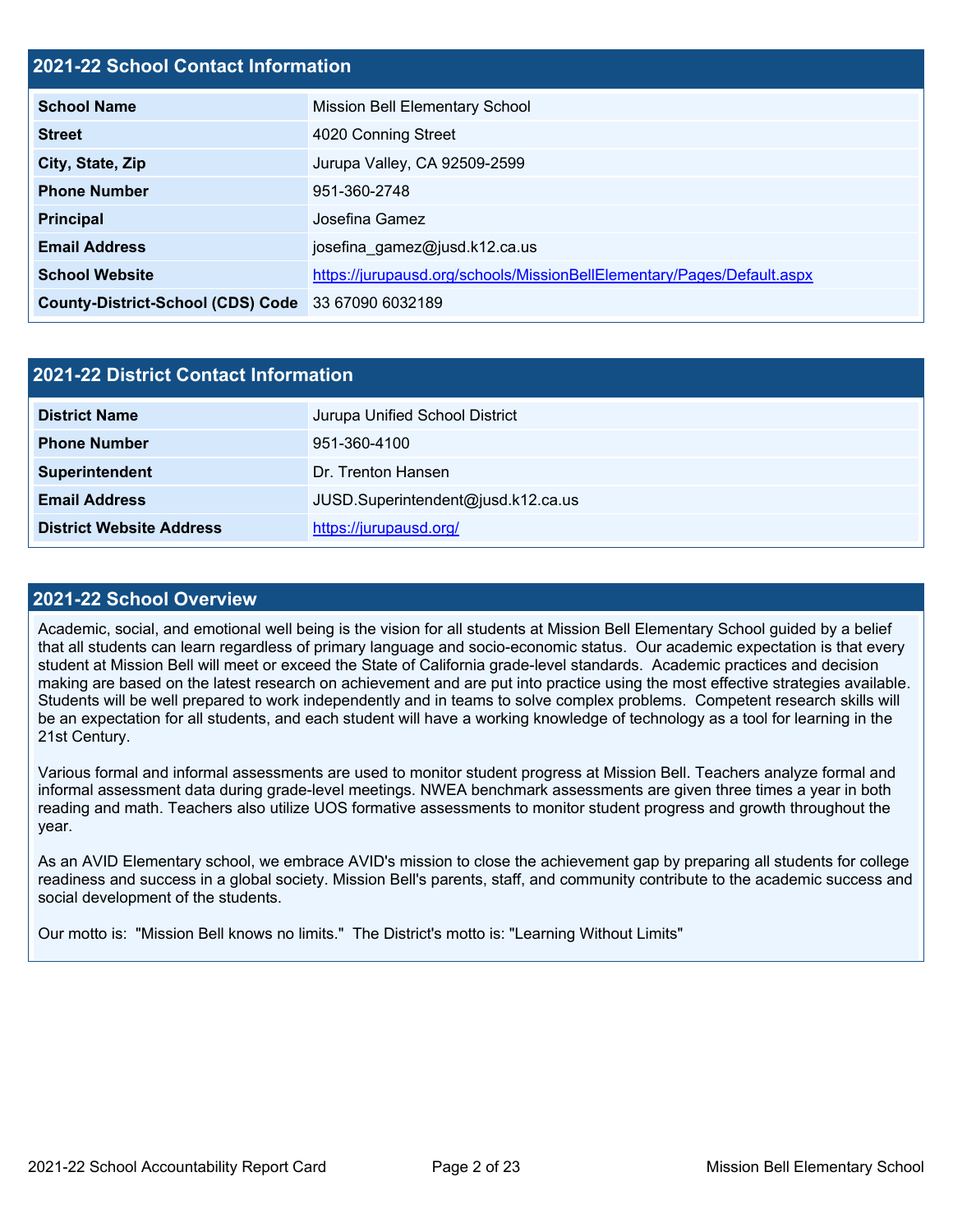## 2021-22 School Contact Information

| | |
|---|---|
| **School Name** | Mission Bell Elementary School |
| **Street** | 4020 Conning Street |
| **City, State, Zip** | Jurupa Valley, CA 92509-2599 |
| **Phone Number** | 951-360-2748 |
| **Principal** | Josefina Gamez |
| **Email Address** | josefina_gamez@jusd.k12.ca.us |
| **School Website** | https://jurupausd.org/schools/MissionBellElementary/Pages/Default.aspx |
| **County-District-School (CDS) Code** | 33 67090 6032189 |

## 2021-22 District Contact Information

| | |
|---|---|
| **District Name** | Jurupa Unified School District |
| **Phone Number** | 951-360-4100 |
| **Superintendent** | Dr. Trenton Hansen |
| **Email Address** | JUSD.Superintendent@jusd.k12.ca.us |
| **District Website Address** | https://jurupausd.org/ |

## 2021-22 School Overview

Academic, social, and emotional well being is the vision for all students at Mission Bell Elementary School guided by a belief that all students can learn regardless of primary language and socio-economic status. Our academic expectation is that every student at Mission Bell will meet or exceed the State of California grade-level standards. Academic practices and decision making are based on the latest research on achievement and are put into practice using the most effective strategies available. Students will be well prepared to work independently and in teams to solve complex problems. Competent research skills will be an expectation for all students, and each student will have a working knowledge of technology as a tool for learning in the 21st Century.

Various formal and informal assessments are used to monitor student progress at Mission Bell. Teachers analyze formal and informal assessment data during grade-level meetings. NWEA benchmark assessments are given three times a year in both reading and math. Teachers also utilize UOS formative assessments to monitor student progress and growth throughout the year.

As an AVID Elementary school, we embrace AVID's mission to close the achievement gap by preparing all students for college readiness and success in a global society. Mission Bell's parents, staff, and community contribute to the academic success and social development of the students.

Our motto is: "Mission Bell knows no limits." The District's motto is: "Learning Without Limits"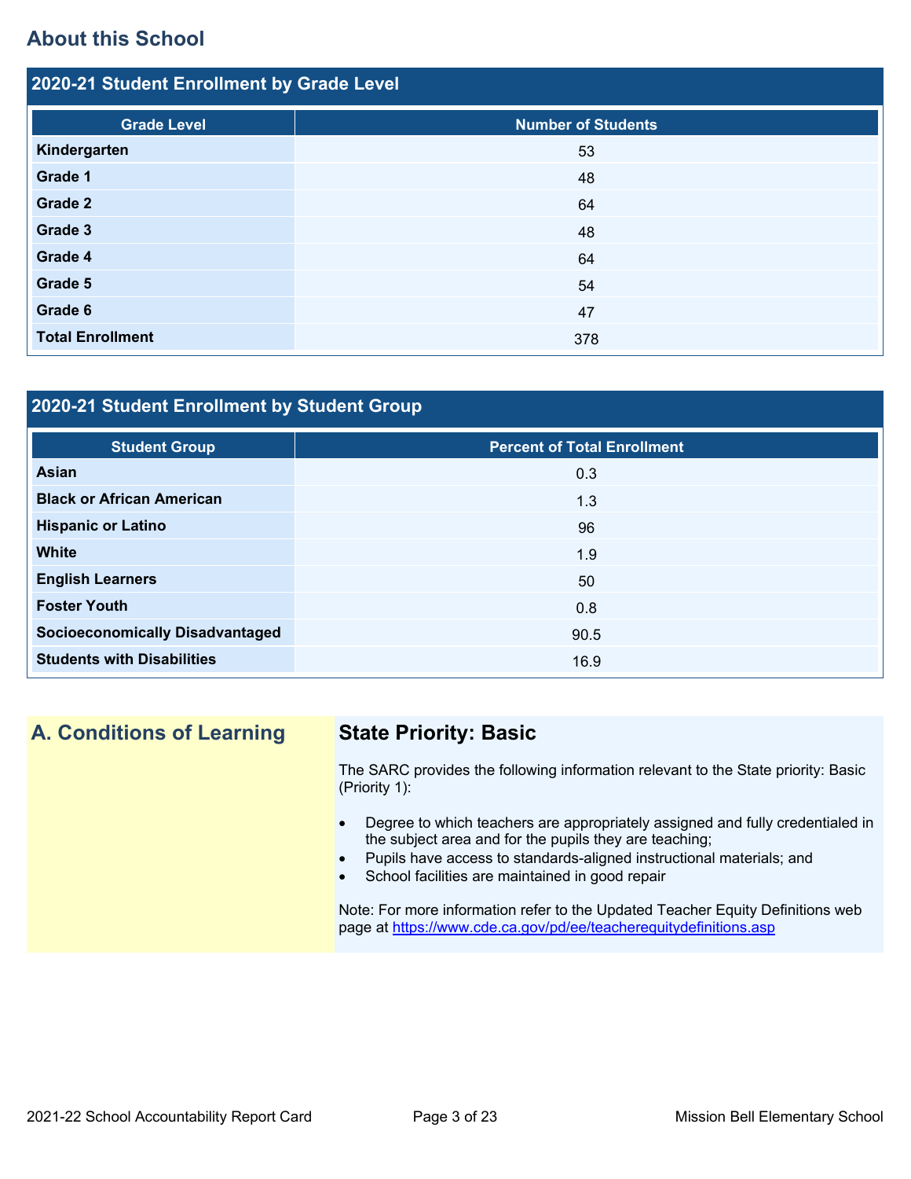## About this School

### 2020-21 Student Enrollment by Grade Level

| Grade Level | Number of Students |
|---|---|
| **Kindergarten** | 53 |
| **Grade 1** | 48 |
| **Grade 2** | 64 |
| **Grade 3** | 48 |
| **Grade 4** | 64 |
| **Grade 5** | 54 |
| **Grade 6** | 47 |
| **Total Enrollment** | 378 |

### 2020-21 Student Enrollment by Student Group

| Student Group | Percent of Total Enrollment |
|---|---|
| **Asian** | 0.3 |
| **Black or African American** | 1.3 |
| **Hispanic or Latino** | 96 |
| **White** | 1.9 |
| **English Learners** | 50 |
| **Foster Youth** | 0.8 |
| **Socioeconomically Disadvantaged** | 90.5 |
| **Students with Disabilities** | 16.9 |

## A. Conditions of Learning

### State Priority: Basic

The SARC provides the following information relevant to the State priority: Basic (Priority 1):

- Degree to which teachers are appropriately assigned and fully credentialed in the subject area and for the pupils they are teaching;
- Pupils have access to standards-aligned instructional materials; and
- School facilities are maintained in good repair

Note: For more information refer to the Updated Teacher Equity Definitions web page at https://www.cde.ca.gov/pd/ee/teacherequitydefinitions.asp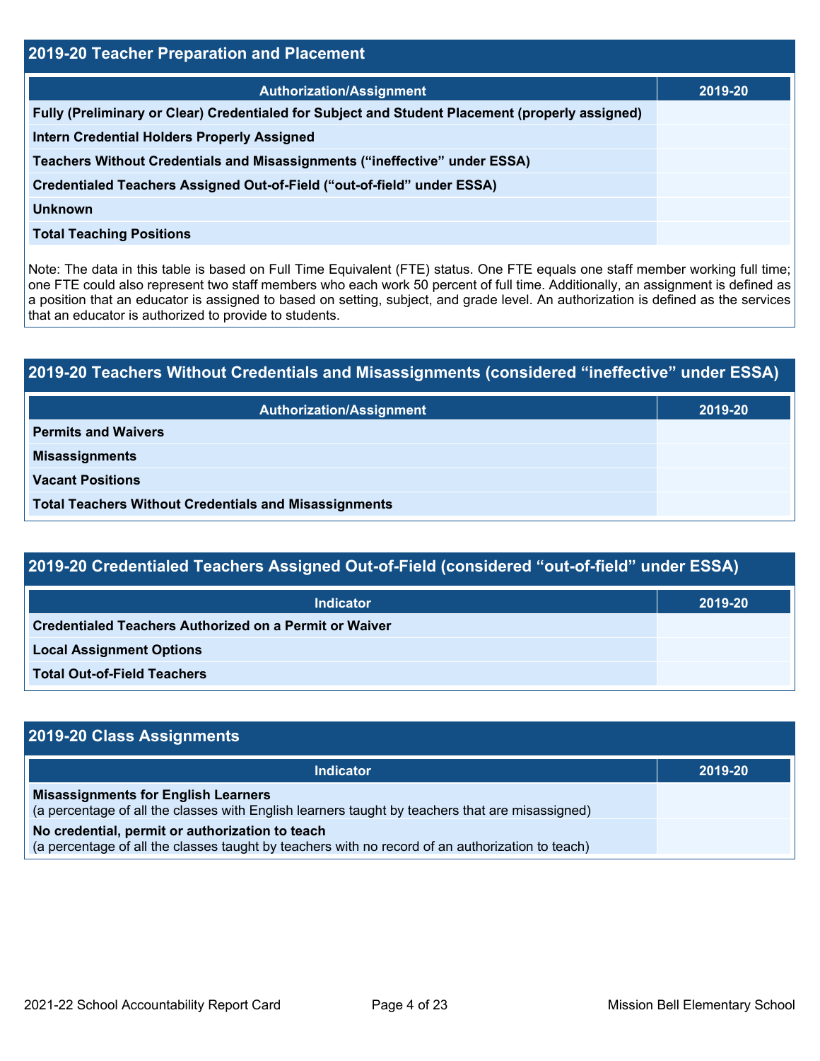## 2019-20 Teacher Preparation and Placement

| Authorization/Assignment | 2019-20 |
| --- | --- |
| Fully (Preliminary or Clear) Credentialed for Subject and Student Placement (properly assigned) | |
| Intern Credential Holders Properly Assigned | |
| Teachers Without Credentials and Misassignments ("ineffective" under ESSA) | |
| Credentialed Teachers Assigned Out-of-Field ("out-of-field" under ESSA) | |
| Unknown | |
| Total Teaching Positions | |

Note: The data in this table is based on Full Time Equivalent (FTE) status. One FTE equals one staff member working full time; one FTE could also represent two staff members who each work 50 percent of full time. Additionally, an assignment is defined as a position that an educator is assigned to based on setting, subject, and grade level. An authorization is defined as the services that an educator is authorized to provide to students.

## 2019-20 Teachers Without Credentials and Misassignments (considered "ineffective" under ESSA)

| Authorization/Assignment | 2019-20 |
| --- | --- |
| Permits and Waivers | |
| Misassignments | |
| Vacant Positions | |
| Total Teachers Without Credentials and Misassignments | |

## 2019-20 Credentialed Teachers Assigned Out-of-Field (considered "out-of-field" under ESSA)

| Indicator | 2019-20 |
| --- | --- |
| Credentialed Teachers Authorized on a Permit or Waiver | |
| Local Assignment Options | |
| Total Out-of-Field Teachers | |

## 2019-20 Class Assignments

| Indicator | 2019-20 |
| --- | --- |
| **Misassignments for English Learners** (a percentage of all the classes with English learners taught by teachers that are misassigned) | |
| **No credential, permit or authorization to teach** (a percentage of all the classes taught by teachers with no record of an authorization to teach) | |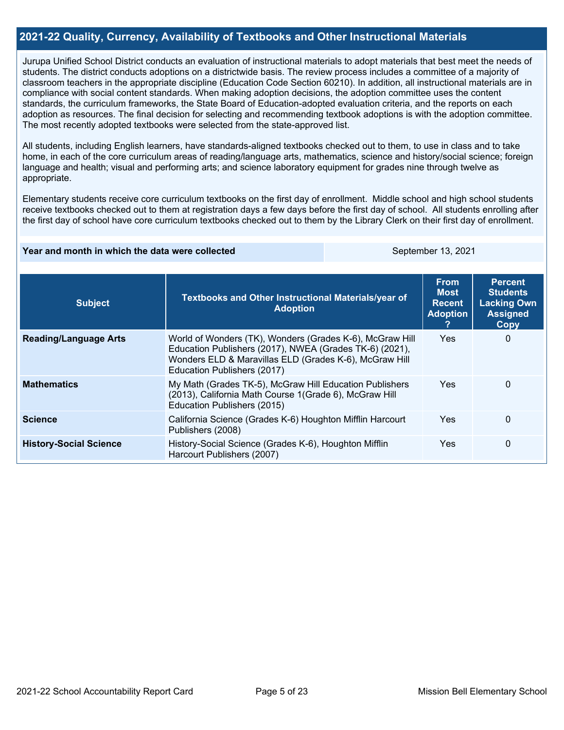## 2021-22 Quality, Currency, Availability of Textbooks and Other Instructional Materials

Jurupa Unified School District conducts an evaluation of instructional materials to adopt materials that best meet the needs of students. The district conducts adoptions on a districtwide basis. The review process includes a committee of a majority of classroom teachers in the appropriate discipline (Education Code Section 60210). In addition, all instructional materials are in compliance with social content standards. When making adoption decisions, the adoption committee uses the content standards, the curriculum frameworks, the State Board of Education-adopted evaluation criteria, and the reports on each adoption as resources. The final decision for selecting and recommending textbook adoptions is with the adoption committee. The most recently adopted textbooks were selected from the state-approved list.

All students, including English learners, have standards-aligned textbooks checked out to them, to use in class and to take home, in each of the core curriculum areas of reading/language arts, mathematics, science and history/social science; foreign language and health; visual and performing arts; and science laboratory equipment for grades nine through twelve as appropriate.

Elementary students receive core curriculum textbooks on the first day of enrollment. Middle school and high school students receive textbooks checked out to them at registration days a few days before the first day of school. All students enrolling after the first day of school have core curriculum textbooks checked out to them by the Library Clerk on their first day of enrollment.

| Year and month in which the data were collected | September 13, 2021 |
| --- | --- |

| Subject | Textbooks and Other Instructional Materials/year of Adoption | From Most Recent Adoption ? | Percent Students Lacking Own Assigned Copy |
| --- | --- | --- | --- |
| **Reading/Language Arts** | World of Wonders (TK), Wonders (Grades K-6), McGraw Hill Education Publishers (2017), NWEA (Grades TK-6) (2021), Wonders ELD & Maravillas ELD (Grades K-6), McGraw Hill Education Publishers (2017) | Yes | 0 |
| **Mathematics** | My Math (Grades TK-5), McGraw Hill Education Publishers (2013), California Math Course 1(Grade 6), McGraw Hill Education Publishers (2015) | Yes | 0 |
| **Science** | California Science (Grades K-6) Houghton Mifflin Harcourt Publishers (2008) | Yes | 0 |
| **History-Social Science** | History-Social Science (Grades K-6), Houghton Mifflin Harcourt Publishers (2007) | Yes | 0 |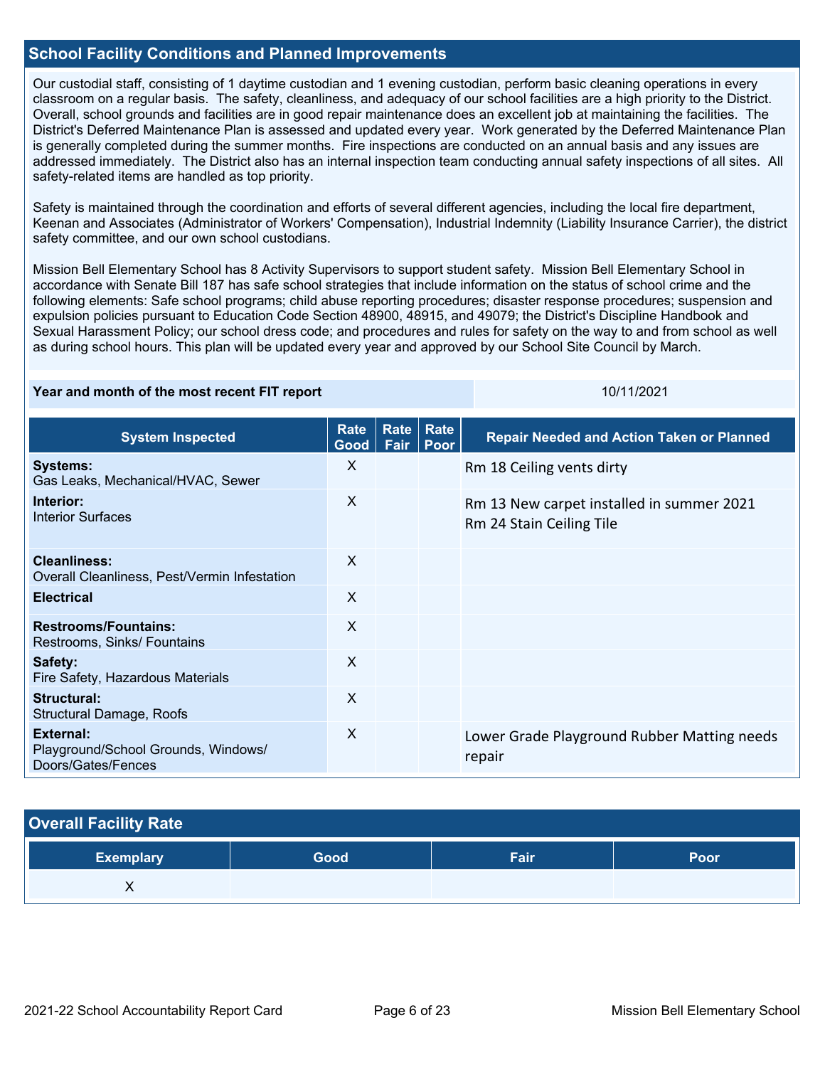## School Facility Conditions and Planned Improvements

Our custodial staff, consisting of 1 daytime custodian and 1 evening custodian, perform basic cleaning operations in every classroom on a regular basis. The safety, cleanliness, and adequacy of our school facilities are a high priority to the District. Overall, school grounds and facilities are in good repair maintenance does an excellent job at maintaining the facilities. The District's Deferred Maintenance Plan is assessed and updated every year. Work generated by the Deferred Maintenance Plan is generally completed during the summer months. Fire inspections are conducted on an annual basis and any issues are addressed immediately. The District also has an internal inspection team conducting annual safety inspections of all sites. All safety-related items are handled as top priority.

Safety is maintained through the coordination and efforts of several different agencies, including the local fire department, Keenan and Associates (Administrator of Workers' Compensation), Industrial Indemnity (Liability Insurance Carrier), the district safety committee, and our own school custodians.

Mission Bell Elementary School has 8 Activity Supervisors to support student safety. Mission Bell Elementary School in accordance with Senate Bill 187 has safe school strategies that include information on the status of school crime and the following elements: Safe school programs; child abuse reporting procedures; disaster response procedures; suspension and expulsion policies pursuant to Education Code Section 48900, 48915, and 49079; the District's Discipline Handbook and Sexual Harassment Policy; our school dress code; and procedures and rules for safety on the way to and from school as well as during school hours. This plan will be updated every year and approved by our School Site Council by March.

| Year and month of the most recent FIT report | 10/11/2021 |
|---|---|

| System Inspected | Rate Good | Rate Fair | Rate Poor | Repair Needed and Action Taken or Planned |
|---|---|---|---|---|
| **Systems:** Gas Leaks, Mechanical/HVAC, Sewer | X | | | Rm 18 Ceiling vents dirty |
| **Interior:** Interior Surfaces | X | | | Rm 13 New carpet installed in summer 2021<br>Rm 24 Stain Ceiling Tile |
| **Cleanliness:** Overall Cleanliness, Pest/Vermin Infestation | X | | | |
| **Electrical** | X | | | |
| **Restrooms/Fountains:** Restrooms, Sinks/ Fountains | X | | | |
| **Safety:** Fire Safety, Hazardous Materials | X | | | |
| **Structural:** Structural Damage, Roofs | X | | | |
| **External:** Playground/School Grounds, Windows/ Doors/Gates/Fences | X | | | Lower Grade Playground Rubber Matting needs repair |

## Overall Facility Rate

| Exemplary | Good | Fair | Poor |
|---|---|---|---|
| X | | | |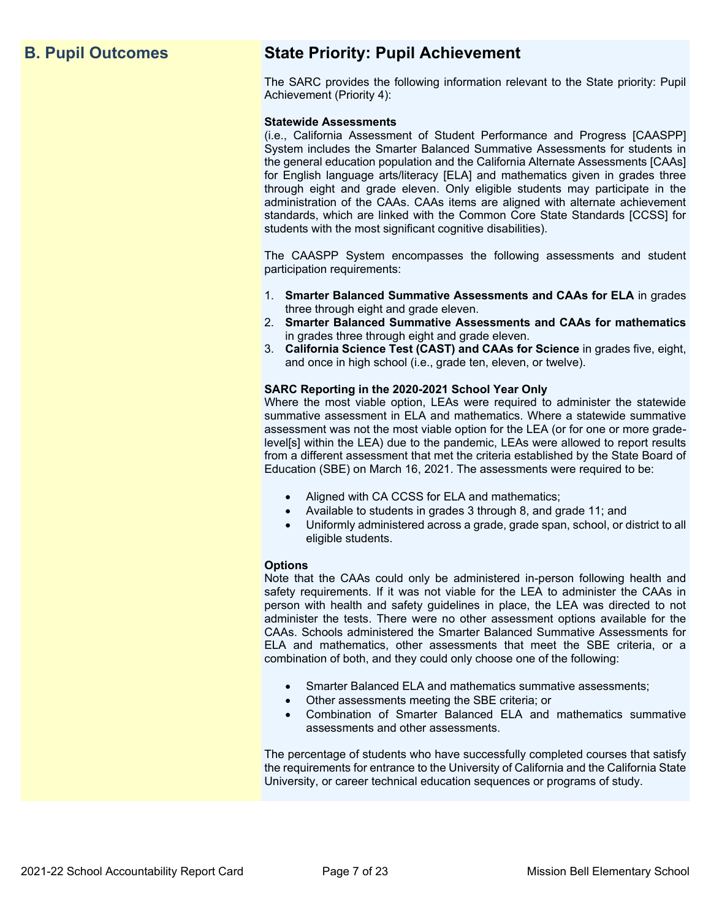## B. Pupil Outcomes

## State Priority: Pupil Achievement

The SARC provides the following information relevant to the State priority: Pupil Achievement (Priority 4):

**Statewide Assessments**
(i.e., California Assessment of Student Performance and Progress [CAASPP] System includes the Smarter Balanced Summative Assessments for students in the general education population and the California Alternate Assessments [CAAs] for English language arts/literacy [ELA] and mathematics given in grades three through eight and grade eleven. Only eligible students may participate in the administration of the CAAs. CAAs items are aligned with alternate achievement standards, which are linked with the Common Core State Standards [CCSS] for students with the most significant cognitive disabilities).

The CAASPP System encompasses the following assessments and student participation requirements:

1. **Smarter Balanced Summative Assessments and CAAs for ELA** in grades three through eight and grade eleven.
2. **Smarter Balanced Summative Assessments and CAAs for mathematics** in grades three through eight and grade eleven.
3. **California Science Test (CAST) and CAAs for Science** in grades five, eight, and once in high school (i.e., grade ten, eleven, or twelve).

**SARC Reporting in the 2020-2021 School Year Only**
Where the most viable option, LEAs were required to administer the statewide summative assessment in ELA and mathematics. Where a statewide summative assessment was not the most viable option for the LEA (or for one or more grade-level[s] within the LEA) due to the pandemic, LEAs were allowed to report results from a different assessment that met the criteria established by the State Board of Education (SBE) on March 16, 2021. The assessments were required to be:

- Aligned with CA CCSS for ELA and mathematics;
- Available to students in grades 3 through 8, and grade 11; and
- Uniformly administered across a grade, grade span, school, or district to all eligible students.

**Options**
Note that the CAAs could only be administered in-person following health and safety requirements. If it was not viable for the LEA to administer the CAAs in person with health and safety guidelines in place, the LEA was directed to not administer the tests. There were no other assessment options available for the CAAs. Schools administered the Smarter Balanced Summative Assessments for ELA and mathematics, other assessments that meet the SBE criteria, or a combination of both, and they could only choose one of the following:

- Smarter Balanced ELA and mathematics summative assessments;
- Other assessments meeting the SBE criteria; or
- Combination of Smarter Balanced ELA and mathematics summative assessments and other assessments.

The percentage of students who have successfully completed courses that satisfy the requirements for entrance to the University of California and the California State University, or career technical education sequences or programs of study.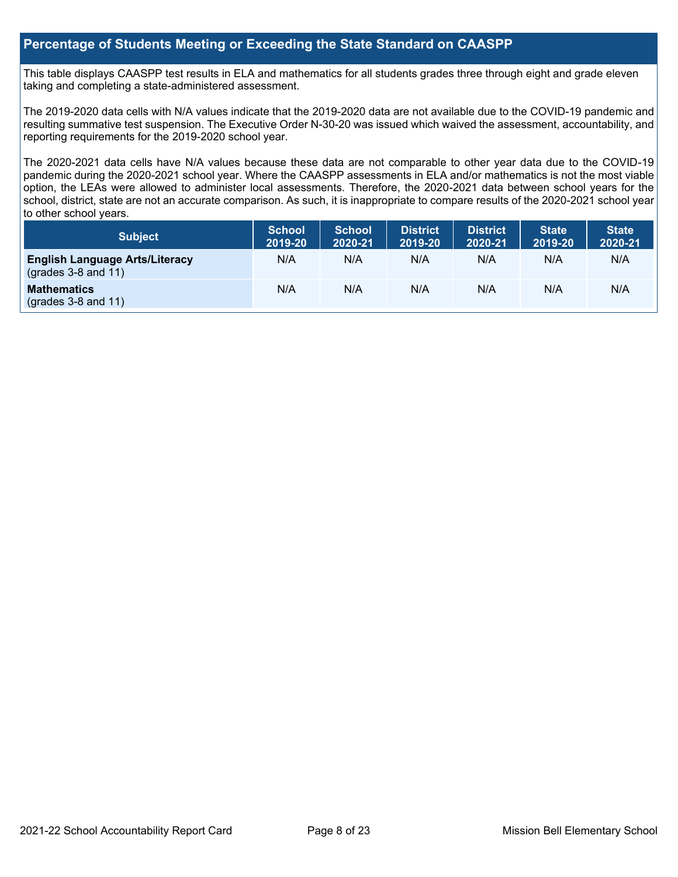## Percentage of Students Meeting or Exceeding the State Standard on CAASPP

This table displays CAASPP test results in ELA and mathematics for all students grades three through eight and grade eleven taking and completing a state-administered assessment.

The 2019-2020 data cells with N/A values indicate that the 2019-2020 data are not available due to the COVID-19 pandemic and resulting summative test suspension. The Executive Order N-30-20 was issued which waived the assessment, accountability, and reporting requirements for the 2019-2020 school year.

The 2020-2021 data cells have N/A values because these data are not comparable to other year data due to the COVID-19 pandemic during the 2020-2021 school year. Where the CAASPP assessments in ELA and/or mathematics is not the most viable option, the LEAs were allowed to administer local assessments. Therefore, the 2020-2021 data between school years for the school, district, state are not an accurate comparison. As such, it is inappropriate to compare results of the 2020-2021 school year to other school years.

| Subject | School 2019-20 | School 2020-21 | District 2019-20 | District 2020-21 | State 2019-20 | State 2020-21 |
|---|---|---|---|---|---|---|
| **English Language Arts/Literacy** (grades 3-8 and 11) | N/A | N/A | N/A | N/A | N/A | N/A |
| **Mathematics** (grades 3-8 and 11) | N/A | N/A | N/A | N/A | N/A | N/A |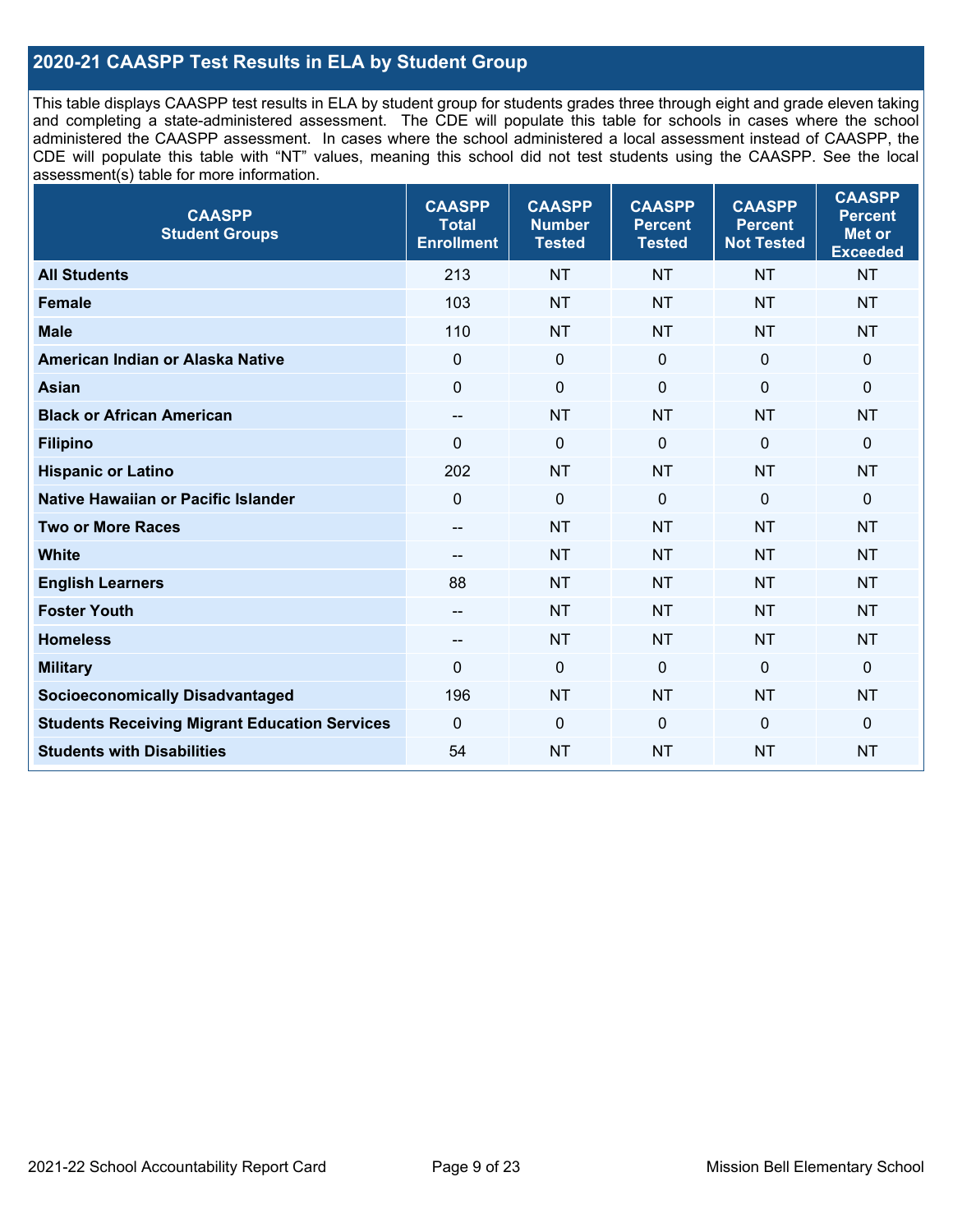## 2020-21 CAASPP Test Results in ELA by Student Group

This table displays CAASPP test results in ELA by student group for students grades three through eight and grade eleven taking and completing a state-administered assessment. The CDE will populate this table for schools in cases where the school administered the CAASPP assessment. In cases where the school administered a local assessment instead of CAASPP, the CDE will populate this table with "NT" values, meaning this school did not test students using the CAASPP. See the local assessment(s) table for more information.

| CAASPP Student Groups | CAASPP Total Enrollment | CAASPP Number Tested | CAASPP Percent Tested | CAASPP Percent Not Tested | CAASPP Percent Met or Exceeded |
|---|---|---|---|---|---|
| **All Students** | 213 | NT | NT | NT | NT |
| **Female** | 103 | NT | NT | NT | NT |
| **Male** | 110 | NT | NT | NT | NT |
| **American Indian or Alaska Native** | 0 | 0 | 0 | 0 | 0 |
| **Asian** | 0 | 0 | 0 | 0 | 0 |
| **Black or African American** | -- | NT | NT | NT | NT |
| **Filipino** | 0 | 0 | 0 | 0 | 0 |
| **Hispanic or Latino** | 202 | NT | NT | NT | NT |
| **Native Hawaiian or Pacific Islander** | 0 | 0 | 0 | 0 | 0 |
| **Two or More Races** | -- | NT | NT | NT | NT |
| **White** | -- | NT | NT | NT | NT |
| **English Learners** | 88 | NT | NT | NT | NT |
| **Foster Youth** | -- | NT | NT | NT | NT |
| **Homeless** | -- | NT | NT | NT | NT |
| **Military** | 0 | 0 | 0 | 0 | 0 |
| **Socioeconomically Disadvantaged** | 196 | NT | NT | NT | NT |
| **Students Receiving Migrant Education Services** | 0 | 0 | 0 | 0 | 0 |
| **Students with Disabilities** | 54 | NT | NT | NT | NT |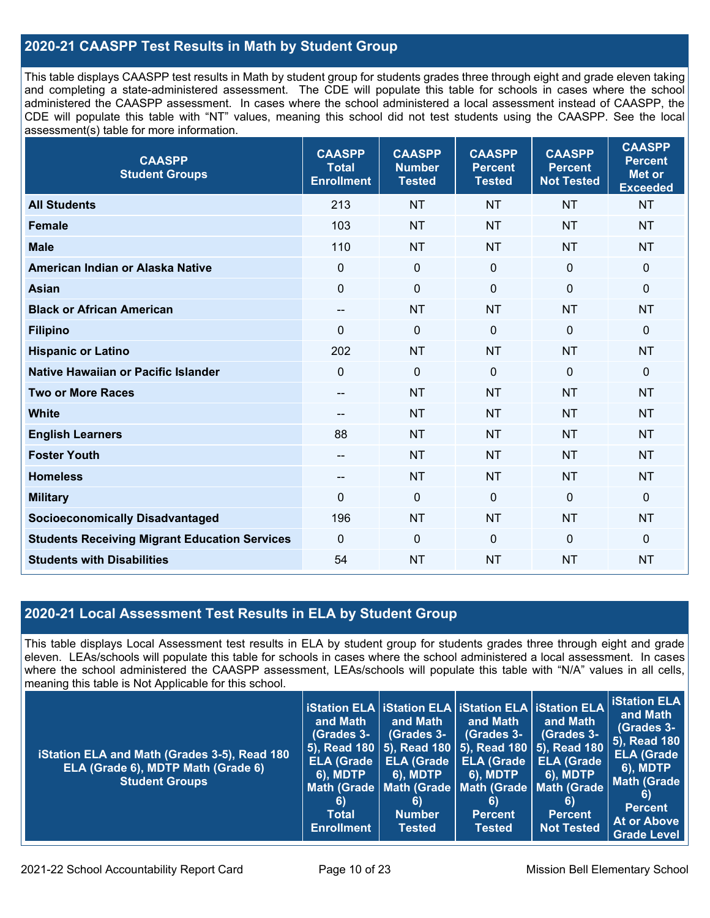## 2020-21 CAASPP Test Results in Math by Student Group

This table displays CAASPP test results in Math by student group for students grades three through eight and grade eleven taking and completing a state-administered assessment. The CDE will populate this table for schools in cases where the school administered the CAASPP assessment. In cases where the school administered a local assessment instead of CAASPP, the CDE will populate this table with "NT" values, meaning this school did not test students using the CAASPP. See the local assessment(s) table for more information.

| CAASPP Student Groups | CAASPP Total Enrollment | CAASPP Number Tested | CAASPP Percent Tested | CAASPP Percent Not Tested | CAASPP Percent Met or Exceeded |
|---|---|---|---|---|---|
| **All Students** | 213 | NT | NT | NT | NT |
| **Female** | 103 | NT | NT | NT | NT |
| **Male** | 110 | NT | NT | NT | NT |
| **American Indian or Alaska Native** | 0 | 0 | 0 | 0 | 0 |
| **Asian** | 0 | 0 | 0 | 0 | 0 |
| **Black or African American** | -- | NT | NT | NT | NT |
| **Filipino** | 0 | 0 | 0 | 0 | 0 |
| **Hispanic or Latino** | 202 | NT | NT | NT | NT |
| **Native Hawaiian or Pacific Islander** | 0 | 0 | 0 | 0 | 0 |
| **Two or More Races** | -- | NT | NT | NT | NT |
| **White** | -- | NT | NT | NT | NT |
| **English Learners** | 88 | NT | NT | NT | NT |
| **Foster Youth** | -- | NT | NT | NT | NT |
| **Homeless** | -- | NT | NT | NT | NT |
| **Military** | 0 | 0 | 0 | 0 | 0 |
| **Socioeconomically Disadvantaged** | 196 | NT | NT | NT | NT |
| **Students Receiving Migrant Education Services** | 0 | 0 | 0 | 0 | 0 |
| **Students with Disabilities** | 54 | NT | NT | NT | NT |

## 2020-21 Local Assessment Test Results in ELA by Student Group

This table displays Local Assessment test results in ELA by student group for students grades three through eight and grade eleven. LEAs/schools will populate this table for schools in cases where the school administered a local assessment. In cases where the school administered the CAASPP assessment, LEAs/schools will populate this table with "N/A" values in all cells, meaning this table is Not Applicable for this school.

| iStation ELA and Math (Grades 3-5), Read 180 ELA (Grade 6), MDTP Math (Grade 6) Student Groups | iStation ELA and Math (Grades 3-5), Read 180 ELA (Grade 6), MDTP Math (Grade 6) Total Enrollment | iStation ELA and Math (Grades 3-5), Read 180 ELA (Grade 6), MDTP Math (Grade 6) Number Tested | iStation ELA and Math (Grades 3-5), Read 180 ELA (Grade 6), MDTP Math (Grade 6) Percent Tested | iStation ELA and Math (Grades 3-5), Read 180 ELA (Grade 6), MDTP Math (Grade 6) Percent Not Tested | iStation ELA and Math (Grades 3-5), Read 180 ELA (Grade 6), MDTP Math (Grade 6) Percent At or Above Grade Level |
|---|---|---|---|---|---|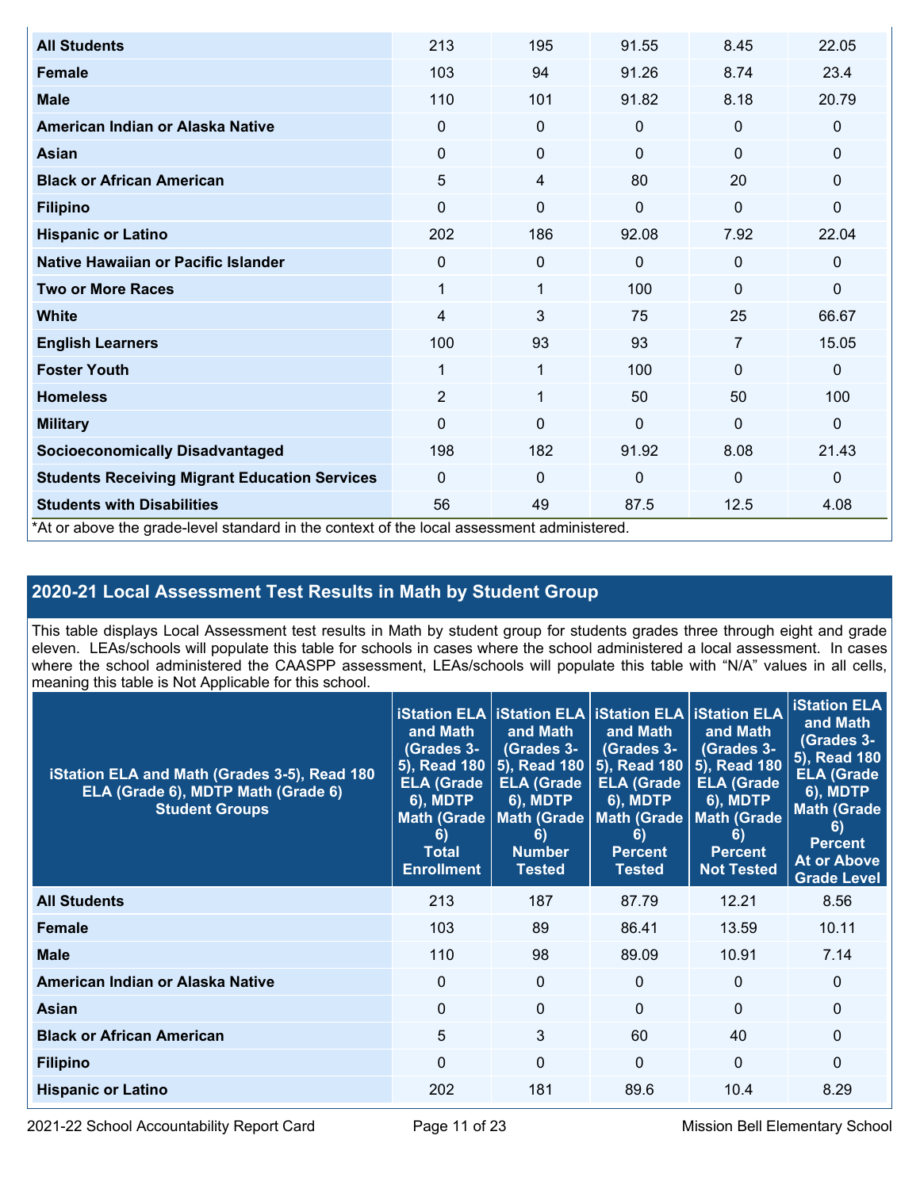| | | | | | |
|---|---|---|---|---|---|
| **All Students** | 213 | 195 | 91.55 | 8.45 | 22.05 |
| **Female** | 103 | 94 | 91.26 | 8.74 | 23.4 |
| **Male** | 110 | 101 | 91.82 | 8.18 | 20.79 |
| **American Indian or Alaska Native** | 0 | 0 | 0 | 0 | 0 |
| **Asian** | 0 | 0 | 0 | 0 | 0 |
| **Black or African American** | 5 | 4 | 80 | 20 | 0 |
| **Filipino** | 0 | 0 | 0 | 0 | 0 |
| **Hispanic or Latino** | 202 | 186 | 92.08 | 7.92 | 22.04 |
| **Native Hawaiian or Pacific Islander** | 0 | 0 | 0 | 0 | 0 |
| **Two or More Races** | 1 | 1 | 100 | 0 | 0 |
| **White** | 4 | 3 | 75 | 25 | 66.67 |
| **English Learners** | 100 | 93 | 93 | 7 | 15.05 |
| **Foster Youth** | 1 | 1 | 100 | 0 | 0 |
| **Homeless** | 2 | 1 | 50 | 50 | 100 |
| **Military** | 0 | 0 | 0 | 0 | 0 |
| **Socioeconomically Disadvantaged** | 198 | 182 | 91.92 | 8.08 | 21.43 |
| **Students Receiving Migrant Education Services** | 0 | 0 | 0 | 0 | 0 |
| **Students with Disabilities** | 56 | 49 | 87.5 | 12.5 | 4.08 |

*At or above the grade-level standard in the context of the local assessment administered.

## 2020-21 Local Assessment Test Results in Math by Student Group

This table displays Local Assessment test results in Math by student group for students grades three through eight and grade eleven. LEAs/schools will populate this table for schools in cases where the school administered a local assessment. In cases where the school administered the CAASPP assessment, LEAs/schools will populate this table with "N/A" values in all cells, meaning this table is Not Applicable for this school.

| iStation ELA and Math (Grades 3-5), Read 180 ELA (Grade 6), MDTP Math (Grade 6) Student Groups | iStation ELA and Math (Grades 3-5), Read 180 ELA (Grade 6), MDTP Math (Grade 6) Total Enrollment | iStation ELA and Math (Grades 3-5), Read 180 ELA (Grade 6), MDTP Math (Grade 6) Number Tested | iStation ELA and Math (Grades 3-5), Read 180 ELA (Grade 6), MDTP Math (Grade 6) Percent Tested | iStation ELA and Math (Grades 3-5), Read 180 ELA (Grade 6), MDTP Math (Grade 6) Percent Not Tested | iStation ELA and Math (Grades 3-5), Read 180 ELA (Grade 6), MDTP Math (Grade 6) Percent At or Above Grade Level |
|---|---|---|---|---|---|
| **All Students** | 213 | 187 | 87.79 | 12.21 | 8.56 |
| **Female** | 103 | 89 | 86.41 | 13.59 | 10.11 |
| **Male** | 110 | 98 | 89.09 | 10.91 | 7.14 |
| **American Indian or Alaska Native** | 0 | 0 | 0 | 0 | 0 |
| **Asian** | 0 | 0 | 0 | 0 | 0 |
| **Black or African American** | 5 | 3 | 60 | 40 | 0 |
| **Filipino** | 0 | 0 | 0 | 0 | 0 |
| **Hispanic or Latino** | 202 | 181 | 89.6 | 10.4 | 8.29 |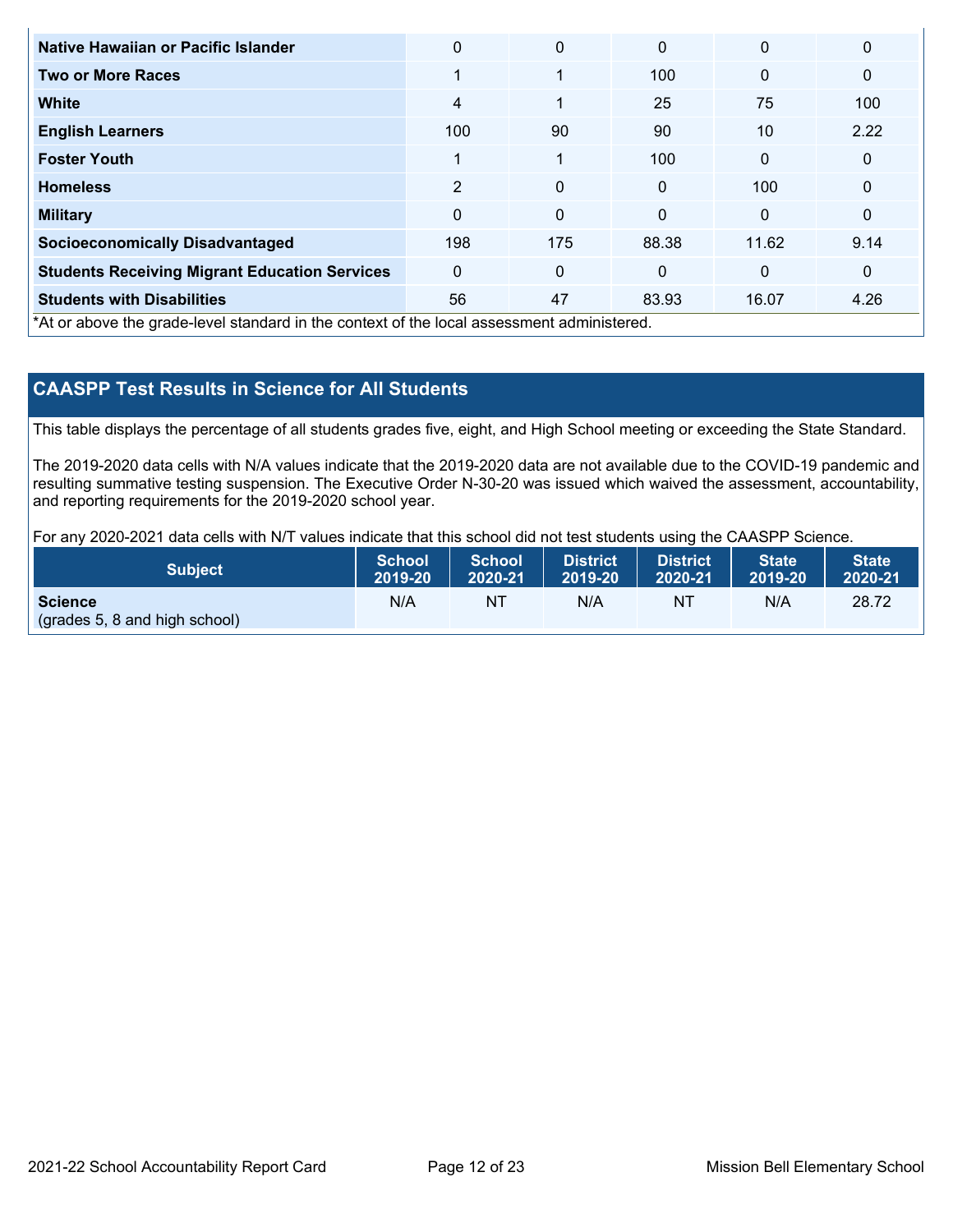| | | | | | |
|---|---|---|---|---|---|
| **Native Hawaiian or Pacific Islander** | 0 | 0 | 0 | 0 | 0 |
| **Two or More Races** | 1 | 1 | 100 | 0 | 0 |
| **White** | 4 | 1 | 25 | 75 | 100 |
| **English Learners** | 100 | 90 | 90 | 10 | 2.22 |
| **Foster Youth** | 1 | 1 | 100 | 0 | 0 |
| **Homeless** | 2 | 0 | 0 | 100 | 0 |
| **Military** | 0 | 0 | 0 | 0 | 0 |
| **Socioeconomically Disadvantaged** | 198 | 175 | 88.38 | 11.62 | 9.14 |
| **Students Receiving Migrant Education Services** | 0 | 0 | 0 | 0 | 0 |
| **Students with Disabilities** | 56 | 47 | 83.93 | 16.07 | 4.26 |

*At or above the grade-level standard in the context of the local assessment administered.

## CAASPP Test Results in Science for All Students

This table displays the percentage of all students grades five, eight, and High School meeting or exceeding the State Standard.

The 2019-2020 data cells with N/A values indicate that the 2019-2020 data are not available due to the COVID-19 pandemic and resulting summative testing suspension. The Executive Order N-30-20 was issued which waived the assessment, accountability, and reporting requirements for the 2019-2020 school year.

For any 2020-2021 data cells with N/T values indicate that this school did not test students using the CAASPP Science.

| Subject | School 2019-20 | School 2020-21 | District 2019-20 | District 2020-21 | State 2019-20 | State 2020-21 |
|---|---|---|---|---|---|---|
| **Science** (grades 5, 8 and high school) | N/A | NT | N/A | NT | N/A | 28.72 |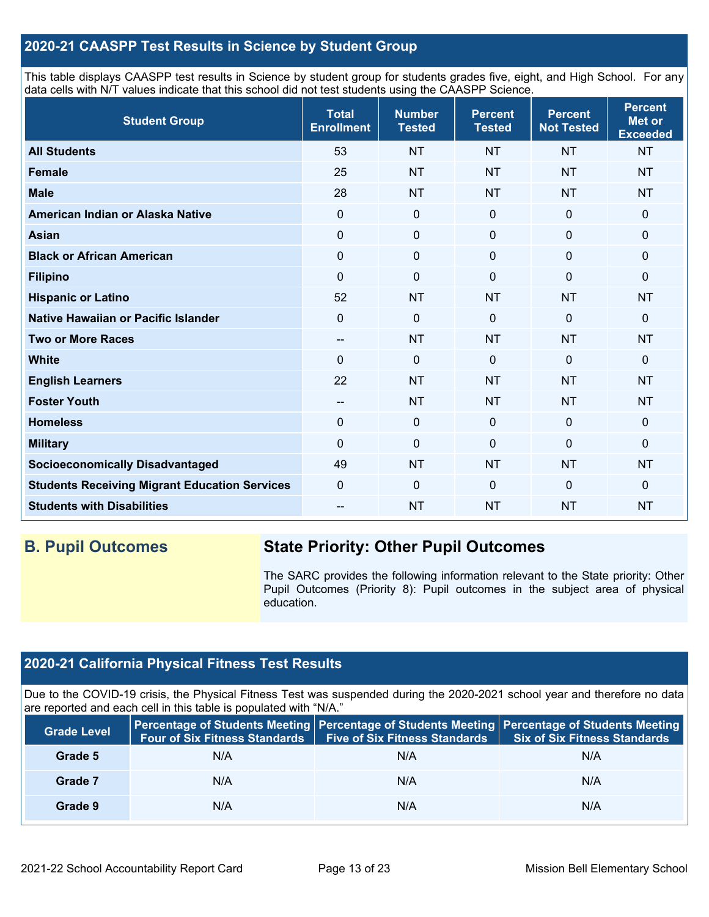## 2020-21 CAASPP Test Results in Science by Student Group

This table displays CAASPP test results in Science by student group for students grades five, eight, and High School. For any data cells with N/T values indicate that this school did not test students using the CAASPP Science.

| Student Group | Total Enrollment | Number Tested | Percent Tested | Percent Not Tested | Percent Met or Exceeded |
|---|---|---|---|---|---|
| **All Students** | 53 | NT | NT | NT | NT |
| **Female** | 25 | NT | NT | NT | NT |
| **Male** | 28 | NT | NT | NT | NT |
| **American Indian or Alaska Native** | 0 | 0 | 0 | 0 | 0 |
| **Asian** | 0 | 0 | 0 | 0 | 0 |
| **Black or African American** | 0 | 0 | 0 | 0 | 0 |
| **Filipino** | 0 | 0 | 0 | 0 | 0 |
| **Hispanic or Latino** | 52 | NT | NT | NT | NT |
| **Native Hawaiian or Pacific Islander** | 0 | 0 | 0 | 0 | 0 |
| **Two or More Races** | -- | NT | NT | NT | NT |
| **White** | 0 | 0 | 0 | 0 | 0 |
| **English Learners** | 22 | NT | NT | NT | NT |
| **Foster Youth** | -- | NT | NT | NT | NT |
| **Homeless** | 0 | 0 | 0 | 0 | 0 |
| **Military** | 0 | 0 | 0 | 0 | 0 |
| **Socioeconomically Disadvantaged** | 49 | NT | NT | NT | NT |
| **Students Receiving Migrant Education Services** | 0 | 0 | 0 | 0 | 0 |
| **Students with Disabilities** | -- | NT | NT | NT | NT |

## B. Pupil Outcomes

### State Priority: Other Pupil Outcomes

The SARC provides the following information relevant to the State priority: Other Pupil Outcomes (Priority 8): Pupil outcomes in the subject area of physical education.

## 2020-21 California Physical Fitness Test Results

Due to the COVID-19 crisis, the Physical Fitness Test was suspended during the 2020-2021 school year and therefore no data are reported and each cell in this table is populated with "N/A."

| Grade Level | Percentage of Students Meeting Four of Six Fitness Standards | Percentage of Students Meeting Five of Six Fitness Standards | Percentage of Students Meeting Six of Six Fitness Standards |
|---|---|---|---|
| **Grade 5** | N/A | N/A | N/A |
| **Grade 7** | N/A | N/A | N/A |
| **Grade 9** | N/A | N/A | N/A |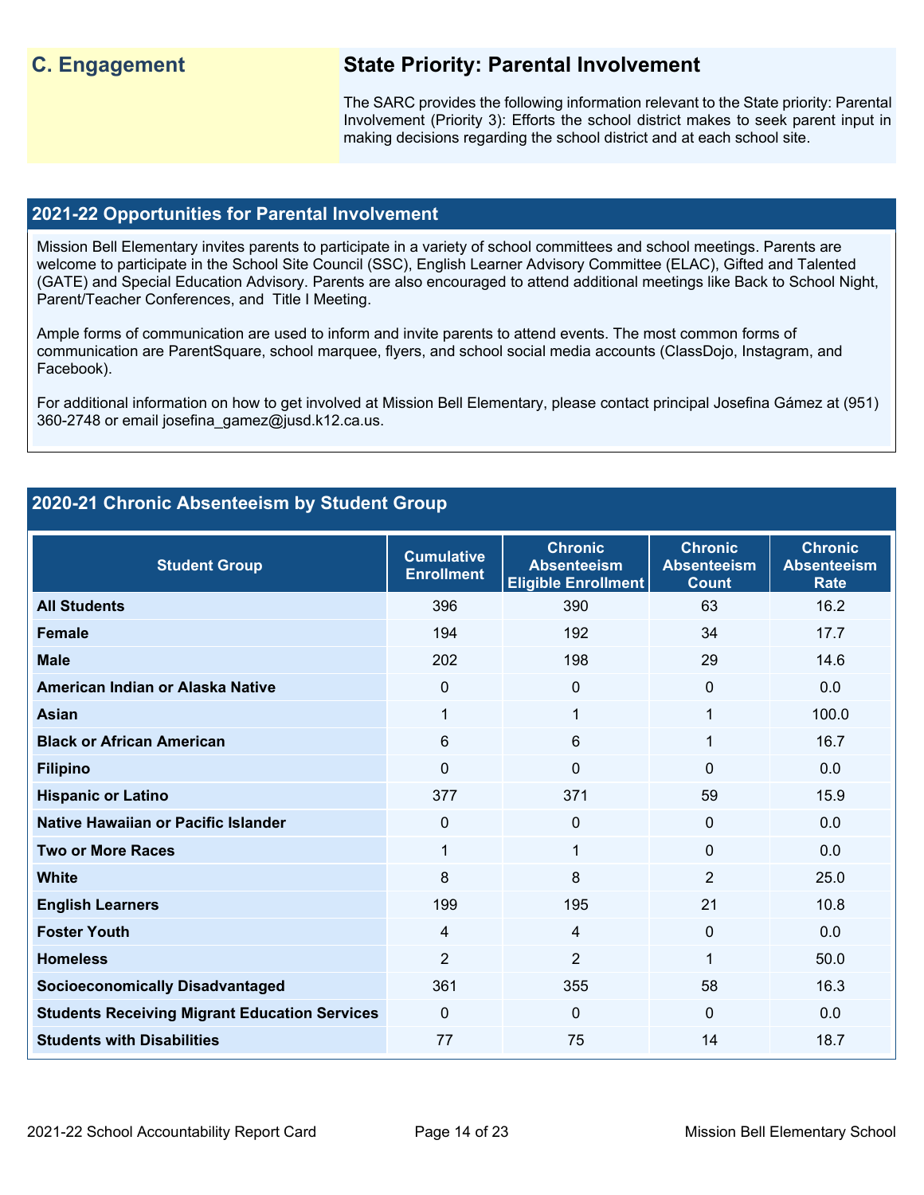## C. Engagement

### State Priority: Parental Involvement

The SARC provides the following information relevant to the State priority: Parental Involvement (Priority 3): Efforts the school district makes to seek parent input in making decisions regarding the school district and at each school site.

## 2021-22 Opportunities for Parental Involvement

Mission Bell Elementary invites parents to participate in a variety of school committees and school meetings. Parents are welcome to participate in the School Site Council (SSC), English Learner Advisory Committee (ELAC), Gifted and Talented (GATE) and Special Education Advisory. Parents are also encouraged to attend additional meetings like Back to School Night, Parent/Teacher Conferences, and Title I Meeting.

Ample forms of communication are used to inform and invite parents to attend events. The most common forms of communication are ParentSquare, school marquee, flyers, and school social media accounts (ClassDojo, Instagram, and Facebook).

For additional information on how to get involved at Mission Bell Elementary, please contact principal Josefina Gámez at (951) 360-2748 or email josefina_gamez@jusd.k12.ca.us.

## 2020-21 Chronic Absenteeism by Student Group

| Student Group | Cumulative Enrollment | Chronic Absenteeism Eligible Enrollment | Chronic Absenteeism Count | Chronic Absenteeism Rate |
|---|---|---|---|---|
| All Students | 396 | 390 | 63 | 16.2 |
| Female | 194 | 192 | 34 | 17.7 |
| Male | 202 | 198 | 29 | 14.6 |
| American Indian or Alaska Native | 0 | 0 | 0 | 0.0 |
| Asian | 1 | 1 | 1 | 100.0 |
| Black or African American | 6 | 6 | 1 | 16.7 |
| Filipino | 0 | 0 | 0 | 0.0 |
| Hispanic or Latino | 377 | 371 | 59 | 15.9 |
| Native Hawaiian or Pacific Islander | 0 | 0 | 0 | 0.0 |
| Two or More Races | 1 | 1 | 0 | 0.0 |
| White | 8 | 8 | 2 | 25.0 |
| English Learners | 199 | 195 | 21 | 10.8 |
| Foster Youth | 4 | 4 | 0 | 0.0 |
| Homeless | 2 | 2 | 1 | 50.0 |
| Socioeconomically Disadvantaged | 361 | 355 | 58 | 16.3 |
| Students Receiving Migrant Education Services | 0 | 0 | 0 | 0.0 |
| Students with Disabilities | 77 | 75 | 14 | 18.7 |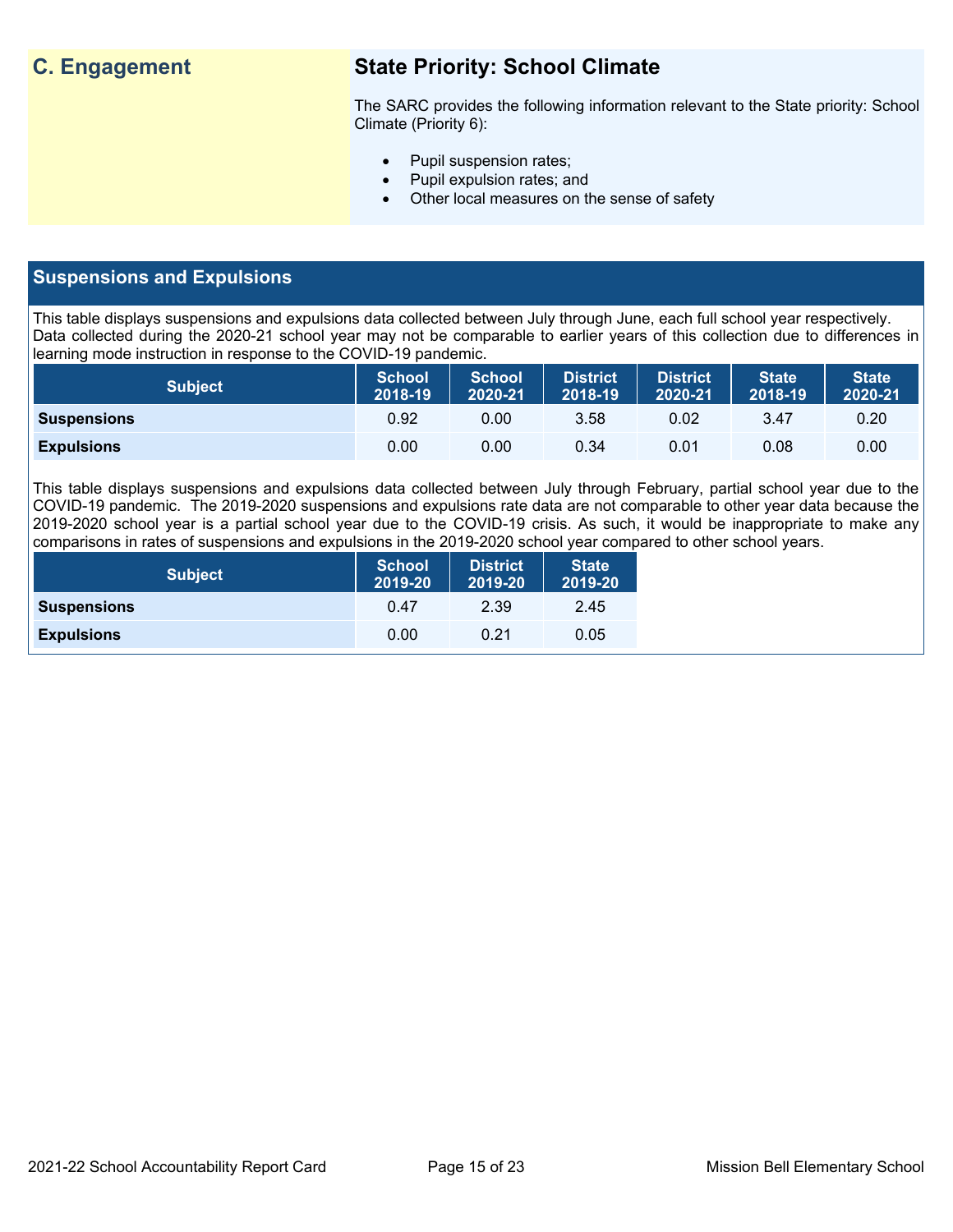## C. Engagement

### State Priority: School Climate

The SARC provides the following information relevant to the State priority: School Climate (Priority 6):

- Pupil suspension rates;
- Pupil expulsion rates; and
- Other local measures on the sense of safety

## Suspensions and Expulsions

This table displays suspensions and expulsions data collected between July through June, each full school year respectively. Data collected during the 2020-21 school year may not be comparable to earlier years of this collection due to differences in learning mode instruction in response to the COVID-19 pandemic.

| Subject | School 2018-19 | School 2020-21 | District 2018-19 | District 2020-21 | State 2018-19 | State 2020-21 |
|---|---|---|---|---|---|---|
| **Suspensions** | 0.92 | 0.00 | 3.58 | 0.02 | 3.47 | 0.20 |
| **Expulsions** | 0.00 | 0.00 | 0.34 | 0.01 | 0.08 | 0.00 |

This table displays suspensions and expulsions data collected between July through February, partial school year due to the COVID-19 pandemic. The 2019-2020 suspensions and expulsions rate data are not comparable to other year data because the 2019-2020 school year is a partial school year due to the COVID-19 crisis. As such, it would be inappropriate to make any comparisons in rates of suspensions and expulsions in the 2019-2020 school year compared to other school years.

| Subject | School 2019-20 | District 2019-20 | State 2019-20 |
|---|---|---|---|
| **Suspensions** | 0.47 | 2.39 | 2.45 |
| **Expulsions** | 0.00 | 0.21 | 0.05 |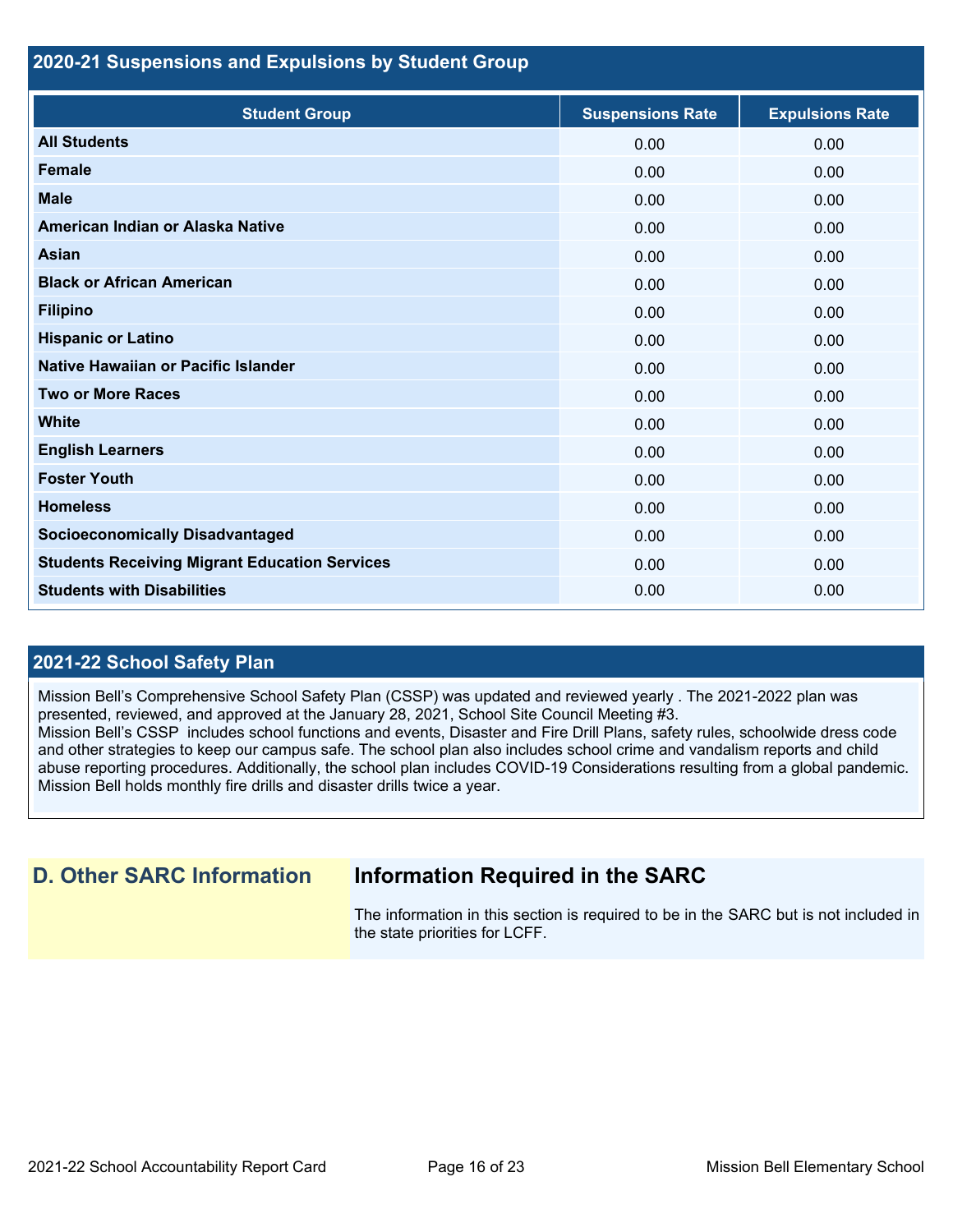## 2020-21 Suspensions and Expulsions by Student Group

| Student Group | Suspensions Rate | Expulsions Rate |
|---|---|---|
| **All Students** | 0.00 | 0.00 |
| **Female** | 0.00 | 0.00 |
| **Male** | 0.00 | 0.00 |
| **American Indian or Alaska Native** | 0.00 | 0.00 |
| **Asian** | 0.00 | 0.00 |
| **Black or African American** | 0.00 | 0.00 |
| **Filipino** | 0.00 | 0.00 |
| **Hispanic or Latino** | 0.00 | 0.00 |
| **Native Hawaiian or Pacific Islander** | 0.00 | 0.00 |
| **Two or More Races** | 0.00 | 0.00 |
| **White** | 0.00 | 0.00 |
| **English Learners** | 0.00 | 0.00 |
| **Foster Youth** | 0.00 | 0.00 |
| **Homeless** | 0.00 | 0.00 |
| **Socioeconomically Disadvantaged** | 0.00 | 0.00 |
| **Students Receiving Migrant Education Services** | 0.00 | 0.00 |
| **Students with Disabilities** | 0.00 | 0.00 |

## 2021-22 School Safety Plan

Mission Bell's Comprehensive School Safety Plan (CSSP) was updated and reviewed yearly . The 2021-2022 plan was presented, reviewed, and approved at the January 28, 2021, School Site Council Meeting #3.
Mission Bell's CSSP includes school functions and events, Disaster and Fire Drill Plans, safety rules, schoolwide dress code and other strategies to keep our campus safe. The school plan also includes school crime and vandalism reports and child abuse reporting procedures. Additionally, the school plan includes COVID-19 Considerations resulting from a global pandemic. Mission Bell holds monthly fire drills and disaster drills twice a year.

## D. Other SARC Information

## Information Required in the SARC

The information in this section is required to be in the SARC but is not included in the state priorities for LCFF.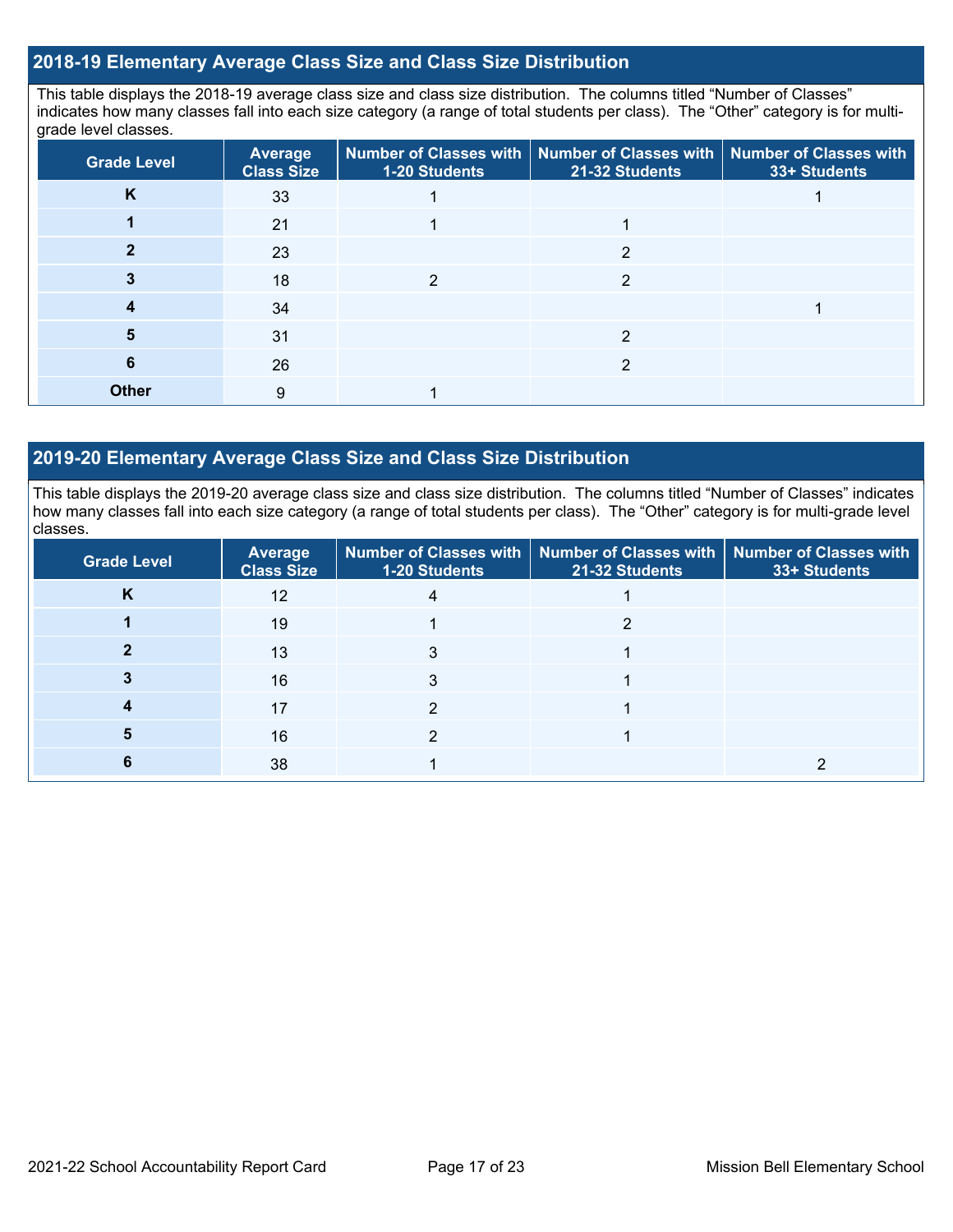## 2018-19 Elementary Average Class Size and Class Size Distribution

This table displays the 2018-19 average class size and class size distribution. The columns titled "Number of Classes" indicates how many classes fall into each size category (a range of total students per class). The "Other" category is for multi-grade level classes.

| Grade Level | Average Class Size | Number of Classes with 1-20 Students | Number of Classes with 21-32 Students | Number of Classes with 33+ Students |
|---|---|---|---|---|
| K | 33 | 1 | | 1 |
| 1 | 21 | 1 | 1 | |
| 2 | 23 | | 2 | |
| 3 | 18 | 2 | 2 | |
| 4 | 34 | | | 1 |
| 5 | 31 | | 2 | |
| 6 | 26 | | 2 | |
| Other | 9 | 1 | | |

## 2019-20 Elementary Average Class Size and Class Size Distribution

This table displays the 2019-20 average class size and class size distribution. The columns titled "Number of Classes" indicates how many classes fall into each size category (a range of total students per class). The "Other" category is for multi-grade level classes.

| Grade Level | Average Class Size | Number of Classes with 1-20 Students | Number of Classes with 21-32 Students | Number of Classes with 33+ Students |
|---|---|---|---|---|
| K | 12 | 4 | 1 | |
| 1 | 19 | 1 | 2 | |
| 2 | 13 | 3 | 1 | |
| 3 | 16 | 3 | 1 | |
| 4 | 17 | 2 | 1 | |
| 5 | 16 | 2 | 1 | |
| 6 | 38 | 1 | | 2 |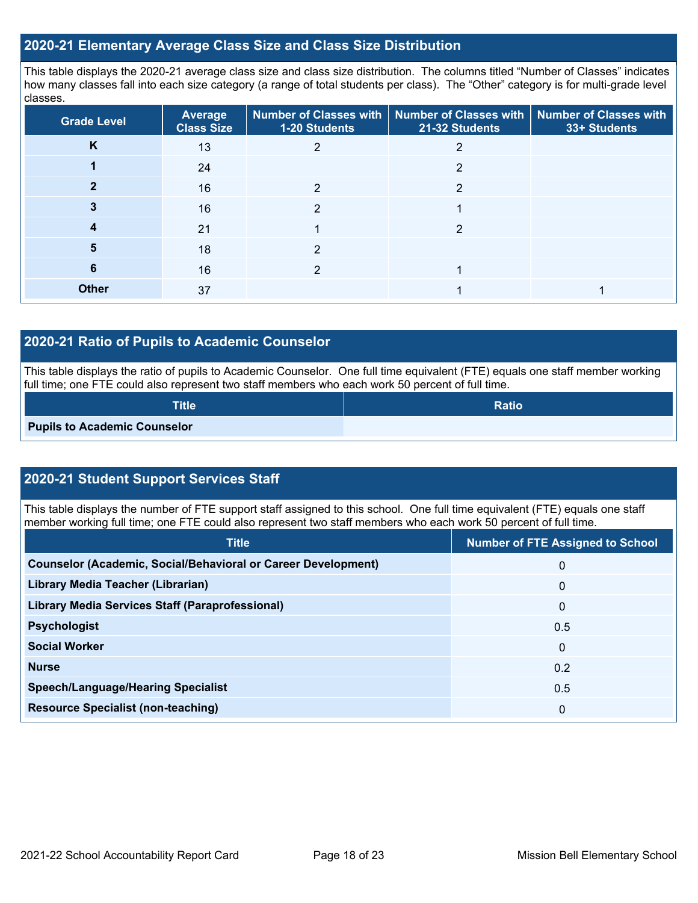## 2020-21 Elementary Average Class Size and Class Size Distribution

This table displays the 2020-21 average class size and class size distribution. The columns titled "Number of Classes" indicates how many classes fall into each size category (a range of total students per class). The "Other" category is for multi-grade level classes.

| Grade Level | Average Class Size | Number of Classes with 1-20 Students | Number of Classes with 21-32 Students | Number of Classes with 33+ Students |
|---|---|---|---|---|
| K | 13 | 2 | 2 | |
| 1 | 24 | | 2 | |
| 2 | 16 | 2 | 2 | |
| 3 | 16 | 2 | 1 | |
| 4 | 21 | 1 | 2 | |
| 5 | 18 | 2 | | |
| 6 | 16 | 2 | 1 | |
| Other | 37 | | 1 | 1 |

## 2020-21 Ratio of Pupils to Academic Counselor

This table displays the ratio of pupils to Academic Counselor. One full time equivalent (FTE) equals one staff member working full time; one FTE could also represent two staff members who each work 50 percent of full time.

| Title | Ratio |
|---|---|
| Pupils to Academic Counselor | |

## 2020-21 Student Support Services Staff

This table displays the number of FTE support staff assigned to this school. One full time equivalent (FTE) equals one staff member working full time; one FTE could also represent two staff members who each work 50 percent of full time.

| Title | Number of FTE Assigned to School |
|---|---|
| Counselor (Academic, Social/Behavioral or Career Development) | 0 |
| Library Media Teacher (Librarian) | 0 |
| Library Media Services Staff (Paraprofessional) | 0 |
| Psychologist | 0.5 |
| Social Worker | 0 |
| Nurse | 0.2 |
| Speech/Language/Hearing Specialist | 0.5 |
| Resource Specialist (non-teaching) | 0 |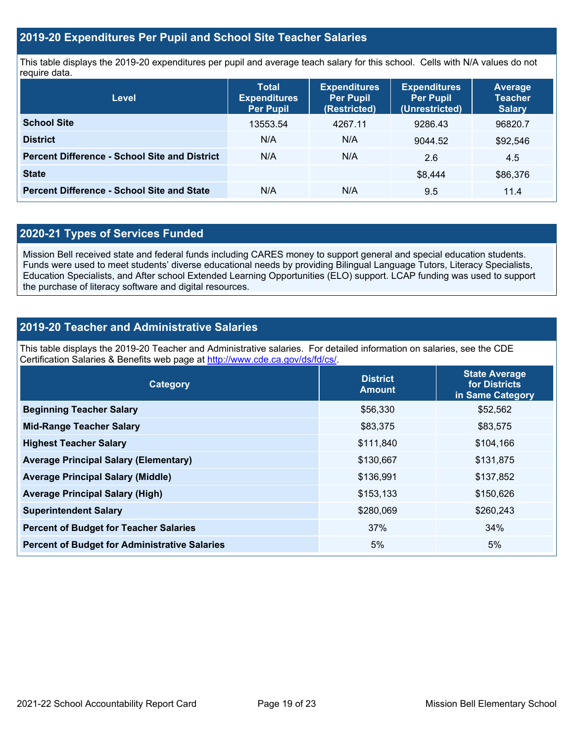## 2019-20 Expenditures Per Pupil and School Site Teacher Salaries

This table displays the 2019-20 expenditures per pupil and average teach salary for this school. Cells with N/A values do not require data.

| Level | Total Expenditures Per Pupil | Expenditures Per Pupil (Restricted) | Expenditures Per Pupil (Unrestricted) | Average Teacher Salary |
|---|---|---|---|---|
| **School Site** | 13553.54 | 4267.11 | 9286.43 | 96820.7 |
| **District** | N/A | N/A | 9044.52 | $92,546 |
| **Percent Difference - School Site and District** | N/A | N/A | 2.6 | 4.5 |
| **State** | | | $8,444 | $86,376 |
| **Percent Difference - School Site and State** | N/A | N/A | 9.5 | 11.4 |

## 2020-21 Types of Services Funded

Mission Bell received state and federal funds including CARES money to support general and special education students. Funds were used to meet students' diverse educational needs by providing Bilingual Language Tutors, Literacy Specialists, Education Specialists, and After school Extended Learning Opportunities (ELO) support. LCAP funding was used to support the purchase of literacy software and digital resources.

## 2019-20 Teacher and Administrative Salaries

This table displays the 2019-20 Teacher and Administrative salaries. For detailed information on salaries, see the CDE Certification Salaries & Benefits web page at http://www.cde.ca.gov/ds/fd/cs/.

| Category | District Amount | State Average for Districts in Same Category |
|---|---|---|
| **Beginning Teacher Salary** | $56,330 | $52,562 |
| **Mid-Range Teacher Salary** | $83,375 | $83,575 |
| **Highest Teacher Salary** | $111,840 | $104,166 |
| **Average Principal Salary (Elementary)** | $130,667 | $131,875 |
| **Average Principal Salary (Middle)** | $136,991 | $137,852 |
| **Average Principal Salary (High)** | $153,133 | $150,626 |
| **Superintendent Salary** | $280,069 | $260,243 |
| **Percent of Budget for Teacher Salaries** | 37% | 34% |
| **Percent of Budget for Administrative Salaries** | 5% | 5% |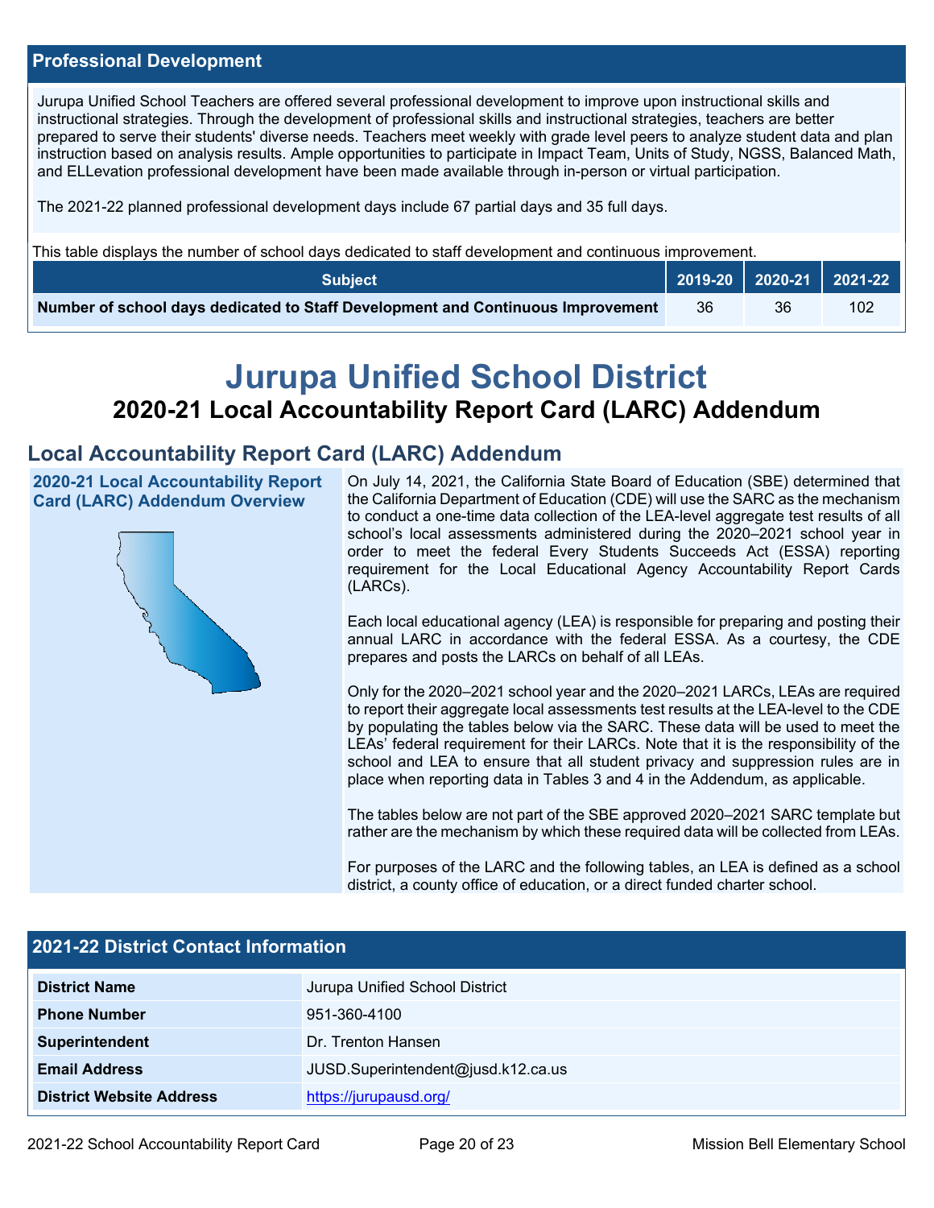## Professional Development

Jurupa Unified School Teachers are offered several professional development to improve upon instructional skills and instructional strategies. Through the development of professional skills and instructional strategies, teachers are better prepared to serve their students' diverse needs. Teachers meet weekly with grade level peers to analyze student data and plan instruction based on analysis results. Ample opportunities to participate in Impact Team, Units of Study, NGSS, Balanced Math, and ELLevation professional development have been made available through in-person or virtual participation.

The 2021-22 planned professional development days include 67 partial days and 35 full days.

This table displays the number of school days dedicated to staff development and continuous improvement.

| Subject | 2019-20 | 2020-21 | 2021-22 |
|---|---|---|---|
| **Number of school days dedicated to Staff Development and Continuous Improvement** | 36 | 36 | 102 |

# Jurupa Unified School District

## 2020-21 Local Accountability Report Card (LARC) Addendum

## Local Accountability Report Card (LARC) Addendum

### 2020-21 Local Accountability Report Card (LARC) Addendum Overview

On July 14, 2021, the California State Board of Education (SBE) determined that the California Department of Education (CDE) will use the SARC as the mechanism to conduct a one-time data collection of the LEA-level aggregate test results of all school's local assessments administered during the 2020–2021 school year in order to meet the federal Every Students Succeeds Act (ESSA) reporting requirement for the Local Educational Agency Accountability Report Cards (LARCs).

Each local educational agency (LEA) is responsible for preparing and posting their annual LARC in accordance with the federal ESSA. As a courtesy, the CDE prepares and posts the LARCs on behalf of all LEAs.

Only for the 2020–2021 school year and the 2020–2021 LARCs, LEAs are required to report their aggregate local assessments test results at the LEA-level to the CDE by populating the tables below via the SARC. These data will be used to meet the LEAs' federal requirement for their LARCs. Note that it is the responsibility of the school and LEA to ensure that all student privacy and suppression rules are in place when reporting data in Tables 3 and 4 in the Addendum, as applicable.

The tables below are not part of the SBE approved 2020–2021 SARC template but rather are the mechanism by which these required data will be collected from LEAs.

For purposes of the LARC and the following tables, an LEA is defined as a school district, a county office of education, or a direct funded charter school.

## 2021-22 District Contact Information

| | |
|---|---|
| **District Name** | Jurupa Unified School District |
| **Phone Number** | 951-360-4100 |
| **Superintendent** | Dr. Trenton Hansen |
| **Email Address** | JUSD.Superintendent@jusd.k12.ca.us |
| **District Website Address** | https://jurupausd.org/ |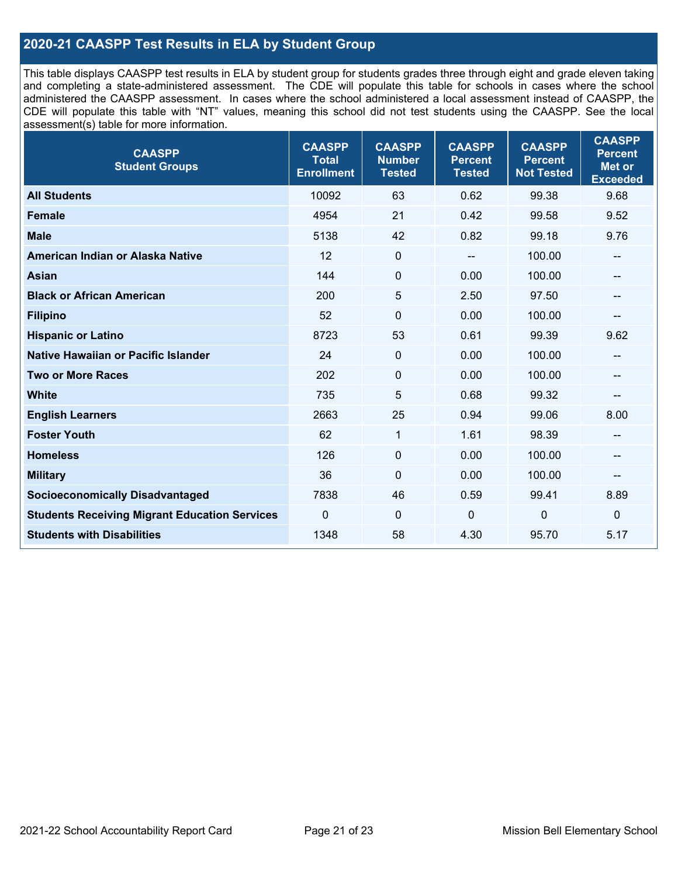## 2020-21 CAASPP Test Results in ELA by Student Group

This table displays CAASPP test results in ELA by student group for students grades three through eight and grade eleven taking and completing a state-administered assessment. The CDE will populate this table for schools in cases where the school administered the CAASPP assessment. In cases where the school administered a local assessment instead of CAASPP, the CDE will populate this table with "NT" values, meaning this school did not test students using the CAASPP. See the local assessment(s) table for more information.

| CAASPP Student Groups | CAASPP Total Enrollment | CAASPP Number Tested | CAASPP Percent Tested | CAASPP Percent Not Tested | CAASPP Percent Met or Exceeded |
|---|---|---|---|---|---|
| **All Students** | 10092 | 63 | 0.62 | 99.38 | 9.68 |
| **Female** | 4954 | 21 | 0.42 | 99.58 | 9.52 |
| **Male** | 5138 | 42 | 0.82 | 99.18 | 9.76 |
| **American Indian or Alaska Native** | 12 | 0 | -- | 100.00 | -- |
| **Asian** | 144 | 0 | 0.00 | 100.00 | -- |
| **Black or African American** | 200 | 5 | 2.50 | 97.50 | -- |
| **Filipino** | 52 | 0 | 0.00 | 100.00 | -- |
| **Hispanic or Latino** | 8723 | 53 | 0.61 | 99.39 | 9.62 |
| **Native Hawaiian or Pacific Islander** | 24 | 0 | 0.00 | 100.00 | -- |
| **Two or More Races** | 202 | 0 | 0.00 | 100.00 | -- |
| **White** | 735 | 5 | 0.68 | 99.32 | -- |
| **English Learners** | 2663 | 25 | 0.94 | 99.06 | 8.00 |
| **Foster Youth** | 62 | 1 | 1.61 | 98.39 | -- |
| **Homeless** | 126 | 0 | 0.00 | 100.00 | -- |
| **Military** | 36 | 0 | 0.00 | 100.00 | -- |
| **Socioeconomically Disadvantaged** | 7838 | 46 | 0.59 | 99.41 | 8.89 |
| **Students Receiving Migrant Education Services** | 0 | 0 | 0 | 0 | 0 |
| **Students with Disabilities** | 1348 | 58 | 4.30 | 95.70 | 5.17 |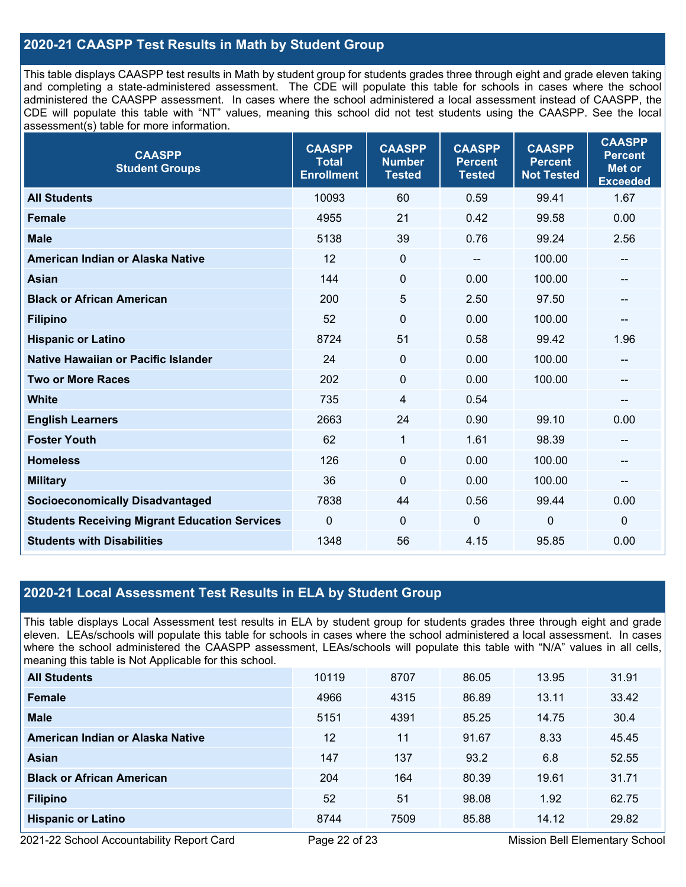## 2020-21 CAASPP Test Results in Math by Student Group

This table displays CAASPP test results in Math by student group for students grades three through eight and grade eleven taking and completing a state-administered assessment. The CDE will populate this table for schools in cases where the school administered the CAASPP assessment. In cases where the school administered a local assessment instead of CAASPP, the CDE will populate this table with "NT" values, meaning this school did not test students using the CAASPP. See the local assessment(s) table for more information.

| CAASPP Student Groups | CAASPP Total Enrollment | CAASPP Number Tested | CAASPP Percent Tested | CAASPP Percent Not Tested | CAASPP Percent Met or Exceeded |
|---|---|---|---|---|---|
| **All Students** | 10093 | 60 | 0.59 | 99.41 | 1.67 |
| **Female** | 4955 | 21 | 0.42 | 99.58 | 0.00 |
| **Male** | 5138 | 39 | 0.76 | 99.24 | 2.56 |
| **American Indian or Alaska Native** | 12 | 0 | -- | 100.00 | -- |
| **Asian** | 144 | 0 | 0.00 | 100.00 | -- |
| **Black or African American** | 200 | 5 | 2.50 | 97.50 | -- |
| **Filipino** | 52 | 0 | 0.00 | 100.00 | -- |
| **Hispanic or Latino** | 8724 | 51 | 0.58 | 99.42 | 1.96 |
| **Native Hawaiian or Pacific Islander** | 24 | 0 | 0.00 | 100.00 | -- |
| **Two or More Races** | 202 | 0 | 0.00 | 100.00 | -- |
| **White** | 735 | 4 | 0.54 | | -- |
| **English Learners** | 2663 | 24 | 0.90 | 99.10 | 0.00 |
| **Foster Youth** | 62 | 1 | 1.61 | 98.39 | -- |
| **Homeless** | 126 | 0 | 0.00 | 100.00 | -- |
| **Military** | 36 | 0 | 0.00 | 100.00 | -- |
| **Socioeconomically Disadvantaged** | 7838 | 44 | 0.56 | 99.44 | 0.00 |
| **Students Receiving Migrant Education Services** | 0 | 0 | 0 | 0 | 0 |
| **Students with Disabilities** | 1348 | 56 | 4.15 | 95.85 | 0.00 |

## 2020-21 Local Assessment Test Results in ELA by Student Group

This table displays Local Assessment test results in ELA by student group for students grades three through eight and grade eleven. LEAs/schools will populate this table for schools in cases where the school administered a local assessment. In cases where the school administered the CAASPP assessment, LEAs/schools will populate this table with "N/A" values in all cells, meaning this table is Not Applicable for this school.

| | | | | | |
|---|---|---|---|---|---|
| **All Students** | 10119 | 8707 | 86.05 | 13.95 | 31.91 |
| **Female** | 4966 | 4315 | 86.89 | 13.11 | 33.42 |
| **Male** | 5151 | 4391 | 85.25 | 14.75 | 30.4 |
| **American Indian or Alaska Native** | 12 | 11 | 91.67 | 8.33 | 45.45 |
| **Asian** | 147 | 137 | 93.2 | 6.8 | 52.55 |
| **Black or African American** | 204 | 164 | 80.39 | 19.61 | 31.71 |
| **Filipino** | 52 | 51 | 98.08 | 1.92 | 62.75 |
| **Hispanic or Latino** | 8744 | 7509 | 85.88 | 14.12 | 29.82 |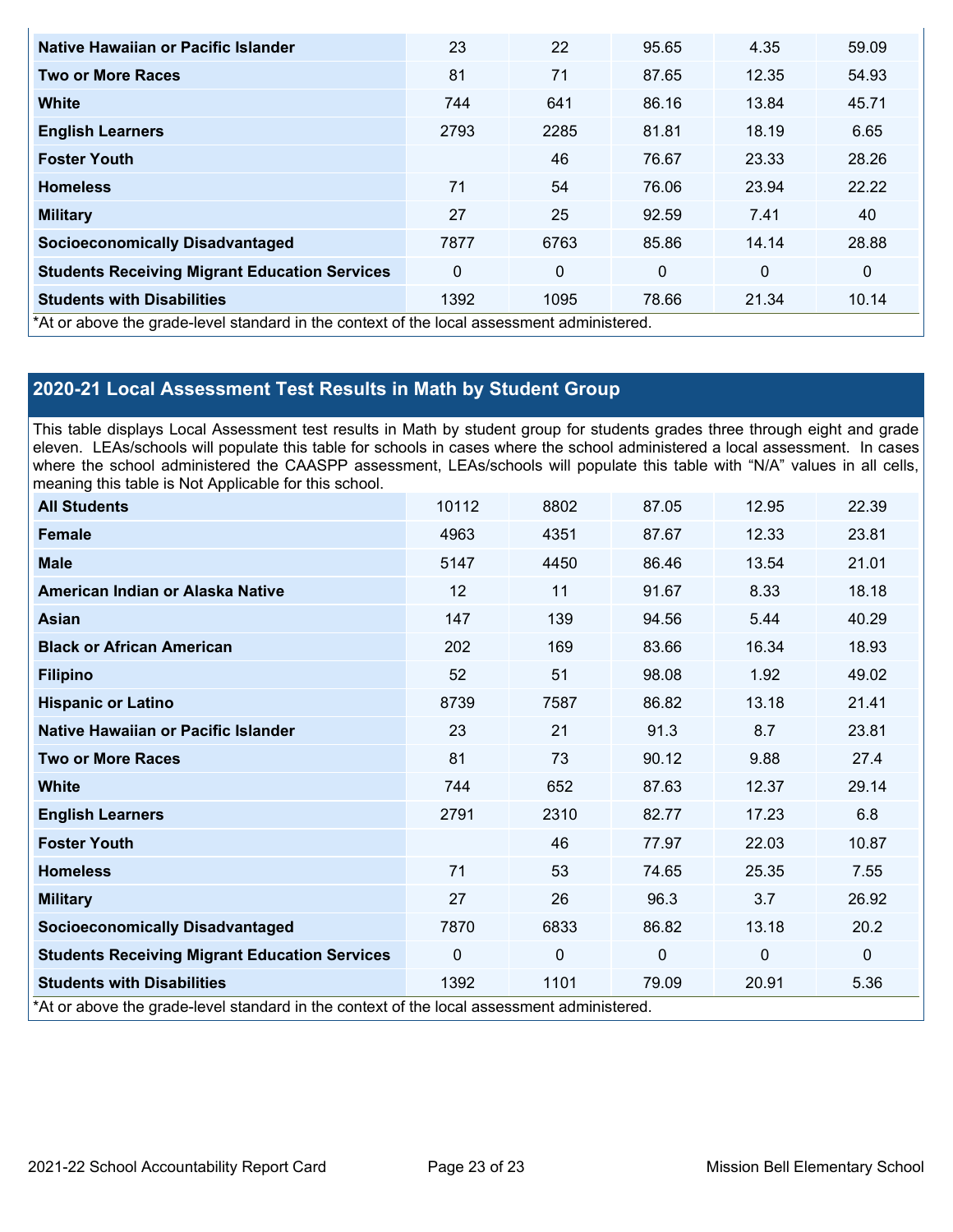| | | | | | |
|---|---|---|---|---|---|
| **Native Hawaiian or Pacific Islander** | 23 | 22 | 95.65 | 4.35 | 59.09 |
| **Two or More Races** | 81 | 71 | 87.65 | 12.35 | 54.93 |
| **White** | 744 | 641 | 86.16 | 13.84 | 45.71 |
| **English Learners** | 2793 | 2285 | 81.81 | 18.19 | 6.65 |
| **Foster Youth** | | 46 | 76.67 | 23.33 | 28.26 |
| **Homeless** | 71 | 54 | 76.06 | 23.94 | 22.22 |
| **Military** | 27 | 25 | 92.59 | 7.41 | 40 |
| **Socioeconomically Disadvantaged** | 7877 | 6763 | 85.86 | 14.14 | 28.88 |
| **Students Receiving Migrant Education Services** | 0 | 0 | 0 | 0 | 0 |
| **Students with Disabilities** | 1392 | 1095 | 78.66 | 21.34 | 10.14 |

*At or above the grade-level standard in the context of the local assessment administered.

## 2020-21 Local Assessment Test Results in Math by Student Group

This table displays Local Assessment test results in Math by student group for students grades three through eight and grade eleven. LEAs/schools will populate this table for schools in cases where the school administered a local assessment. In cases where the school administered the CAASPP assessment, LEAs/schools will populate this table with "N/A" values in all cells, meaning this table is Not Applicable for this school.

| | | | | | |
|---|---|---|---|---|---|
| **All Students** | 10112 | 8802 | 87.05 | 12.95 | 22.39 |
| **Female** | 4963 | 4351 | 87.67 | 12.33 | 23.81 |
| **Male** | 5147 | 4450 | 86.46 | 13.54 | 21.01 |
| **American Indian or Alaska Native** | 12 | 11 | 91.67 | 8.33 | 18.18 |
| **Asian** | 147 | 139 | 94.56 | 5.44 | 40.29 |
| **Black or African American** | 202 | 169 | 83.66 | 16.34 | 18.93 |
| **Filipino** | 52 | 51 | 98.08 | 1.92 | 49.02 |
| **Hispanic or Latino** | 8739 | 7587 | 86.82 | 13.18 | 21.41 |
| **Native Hawaiian or Pacific Islander** | 23 | 21 | 91.3 | 8.7 | 23.81 |
| **Two or More Races** | 81 | 73 | 90.12 | 9.88 | 27.4 |
| **White** | 744 | 652 | 87.63 | 12.37 | 29.14 |
| **English Learners** | 2791 | 2310 | 82.77 | 17.23 | 6.8 |
| **Foster Youth** | | 46 | 77.97 | 22.03 | 10.87 |
| **Homeless** | 71 | 53 | 74.65 | 25.35 | 7.55 |
| **Military** | 27 | 26 | 96.3 | 3.7 | 26.92 |
| **Socioeconomically Disadvantaged** | 7870 | 6833 | 86.82 | 13.18 | 20.2 |
| **Students Receiving Migrant Education Services** | 0 | 0 | 0 | 0 | 0 |
| **Students with Disabilities** | 1392 | 1101 | 79.09 | 20.91 | 5.36 |

*At or above the grade-level standard in the context of the local assessment administered.